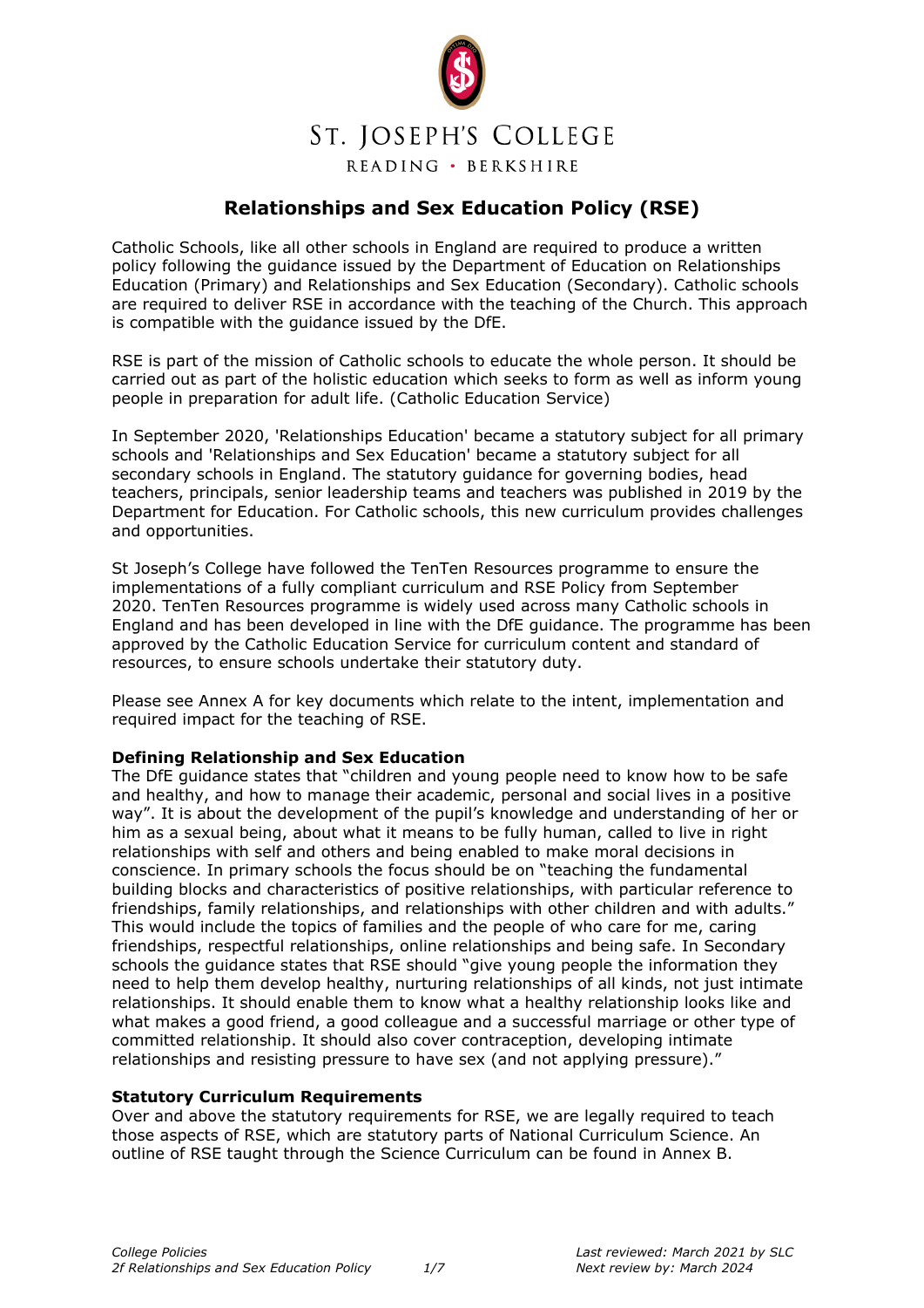ST. JOSEPH'S COLLEGE

READING • BERKSHIRE

# Relationships and Sex Education Policy (RSE)

Catholic Schools, like all other schools in England are required to produce a written policy following the guidance issued by the Department of Education on Relationships Education (Primary) and Relationships and Sex Education (Secondary). Catholic schools are required to deliver RSE in accordance with the teaching of the Church. This approach is compatible with the guidance issued by the DfE.

RSE is part of the mission of Catholic schools to educate the whole person. It should be carried out as part of the holistic education which seeks to form as well as inform young people in preparation for adult life. (Catholic Education Service)

In September 2020, 'Relationships Education' became a statutory subject for all primary schools and 'Relationships and Sex Education' became a statutory subject for all secondary schools in England. The statutory guidance for governing bodies, head teachers, principals, senior leadership teams and teachers was published in 2019 by the Department for Education. For Catholic schools, this new curriculum provides challenges and opportunities.

St Joseph's College have followed the TenTen Resources programme to ensure the implementations of a fully compliant curriculum and RSE Policy from September 2020. TenTen Resources programme is widely used across many Catholic schools in England and has been developed in line with the DfE guidance. The programme has been approved by the Catholic Education Service for curriculum content and standard of resources, to ensure schools undertake their statutory duty.

Please see Annex A for key documents which relate to the intent, implementation and required impact for the teaching of RSE.

**Defining Relationship and Sex Education**

The DfE guidance states that "children and young people need to know how to be safe and healthy, and how to manage their academic, personal and social lives in a positive way". It is about the development of the pupil's knowledge and understanding of her or him as a sexual being, about what it means to be fully human, called to live in right relationships with self and others and being enabled to make moral decisions in conscience. In primary schools the focus should be on "teaching the fundamental building blocks and characteristics of positive relationships, with particular reference to friendships, family relationships, and relationships with other children and with adults." This would include the topics of families and the people of who care for me, caring friendships, respectful relationships, online relationships and being safe. In Secondary schools the guidance states that RSE should "give young people the information they need to help them develop healthy, nurturing relationships of all kinds, not just intimate relationships. It should enable them to know what a healthy relationship looks like and what makes a good friend, a good colleague and a successful marriage or other type of committed relationship. It should also cover contraception, developing intimate relationships and resisting pressure to have sex (and not applying pressure)."

**Statutory Curriculum Requirements**

Over and above the statutory requirements for RSE, we are legally required to teach those aspects of RSE, which are statutory parts of National Curriculum Science. An outline of RSE taught through the Science Curriculum can be found in Annex B.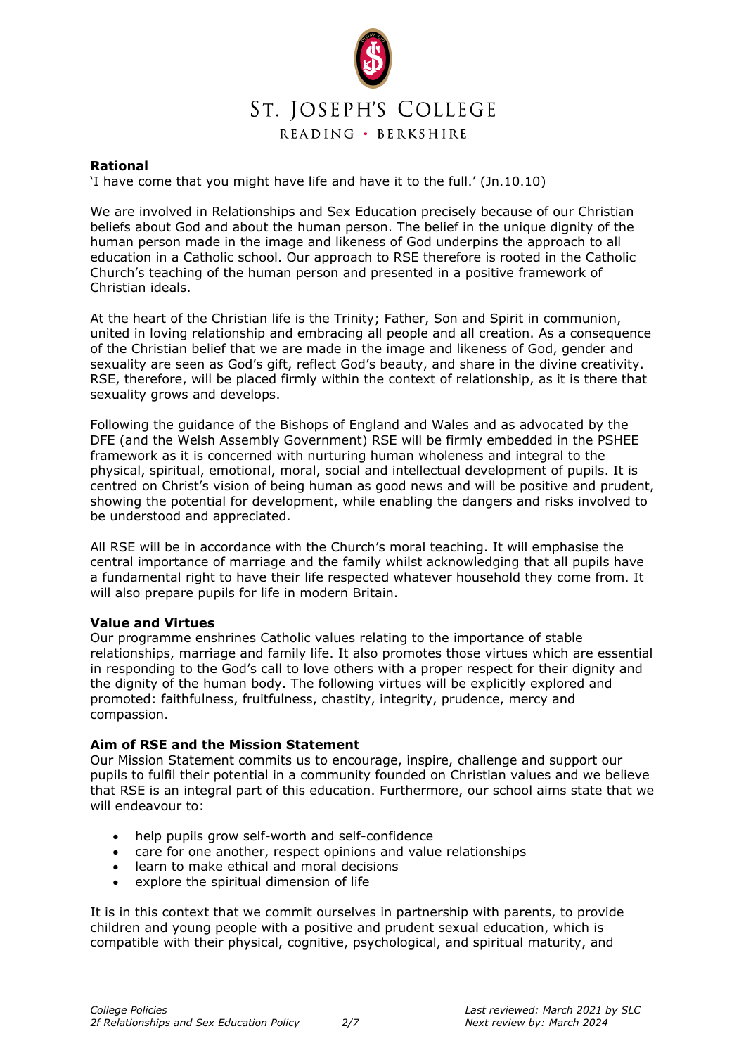**Rational**

'I have come that you might have life and have it to the full.' (Jn.10.10)

We are involved in Relationships and Sex Education precisely because of our Christian beliefs about God and about the human person. The belief in the unique dignity of the human person made in the image and likeness of God underpins the approach to all education in a Catholic school. Our approach to RSE therefore is rooted in the Catholic Church's teaching of the human person and presented in a positive framework of Christian ideals.

At the heart of the Christian life is the Trinity; Father, Son and Spirit in communion, united in loving relationship and embracing all people and all creation. As a consequence of the Christian belief that we are made in the image and likeness of God, gender and sexuality are seen as God's gift, reflect God's beauty, and share in the divine creativity. RSE, therefore, will be placed firmly within the context of relationship, as it is there that sexuality grows and develops.

Following the guidance of the Bishops of England and Wales and as advocated by the DFE (and the Welsh Assembly Government) RSE will be firmly embedded in the PSHEE framework as it is concerned with nurturing human wholeness and integral to the physical, spiritual, emotional, moral, social and intellectual development of pupils. It is centred on Christ's vision of being human as good news and will be positive and prudent, showing the potential for development, while enabling the dangers and risks involved to be understood and appreciated.

All RSE will be in accordance with the Church's moral teaching. It will emphasise the central importance of marriage and the family whilst acknowledging that all pupils have a fundamental right to have their life respected whatever household they come from. It will also prepare pupils for life in modern Britain.

**Value and Virtues**

Our programme enshrines Catholic values relating to the importance of stable relationships, marriage and family life. It also promotes those virtues which are essential in responding to the God's call to love others with a proper respect for their dignity and the dignity of the human body. The following virtues will be explicitly explored and promoted: faithfulness, fruitfulness, chastity, integrity, prudence, mercy and compassion.

**Aim of RSE and the Mission Statement**

Our Mission Statement commits us to encourage, inspire, challenge and support our pupils to fulfil their potential in a community founded on Christian values and we believe that RSE is an integral part of this education. Furthermore, our school aims state that we will endeavour to:

- help pupils grow self-worth and self-confidence
- care for one another, respect opinions and value relationships
- learn to make ethical and moral decisions
- explore the spiritual dimension of life

It is in this context that we commit ourselves in partnership with parents, to provide children and young people with a positive and prudent sexual education, which is compatible with their physical, cognitive, psychological, and spiritual maturity, and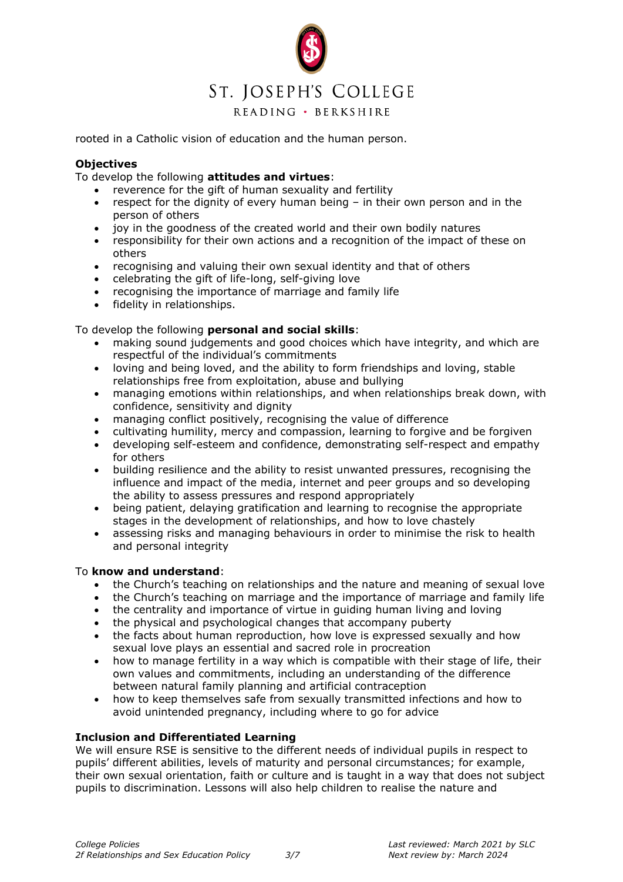rooted in a Catholic vision of education and the human person.

**Objectives**

To develop the following **attitudes and virtues**:

- reverence for the gift of human sexuality and fertility
- respect for the dignity of every human being – in their own person and in the person of others
- joy in the goodness of the created world and their own bodily natures
- responsibility for their own actions and a recognition of the impact of these on others
- recognising and valuing their own sexual identity and that of others
- celebrating the gift of life-long, self-giving love
- recognising the importance of marriage and family life
- fidelity in relationships.

To develop the following **personal and social skills**:

- making sound judgements and good choices which have integrity, and which are respectful of the individual's commitments
- loving and being loved, and the ability to form friendships and loving, stable relationships free from exploitation, abuse and bullying
- managing emotions within relationships, and when relationships break down, with confidence, sensitivity and dignity
- managing conflict positively, recognising the value of difference
- cultivating humility, mercy and compassion, learning to forgive and be forgiven
- developing self-esteem and confidence, demonstrating self-respect and empathy for others
- building resilience and the ability to resist unwanted pressures, recognising the influence and impact of the media, internet and peer groups and so developing the ability to assess pressures and respond appropriately
- being patient, delaying gratification and learning to recognise the appropriate stages in the development of relationships, and how to love chastely
- assessing risks and managing behaviours in order to minimise the risk to health and personal integrity

To **know and understand**:

- the Church's teaching on relationships and the nature and meaning of sexual love
- the Church's teaching on marriage and the importance of marriage and family life
- the centrality and importance of virtue in guiding human living and loving
- the physical and psychological changes that accompany puberty
- the facts about human reproduction, how love is expressed sexually and how sexual love plays an essential and sacred role in procreation
- how to manage fertility in a way which is compatible with their stage of life, their own values and commitments, including an understanding of the difference between natural family planning and artificial contraception
- how to keep themselves safe from sexually transmitted infections and how to avoid unintended pregnancy, including where to go for advice

**Inclusion and Differentiated Learning**

We will ensure RSE is sensitive to the different needs of individual pupils in respect to pupils' different abilities, levels of maturity and personal circumstances; for example, their own sexual orientation, faith or culture and is taught in a way that does not subject pupils to discrimination. Lessons will also help children to realise the nature and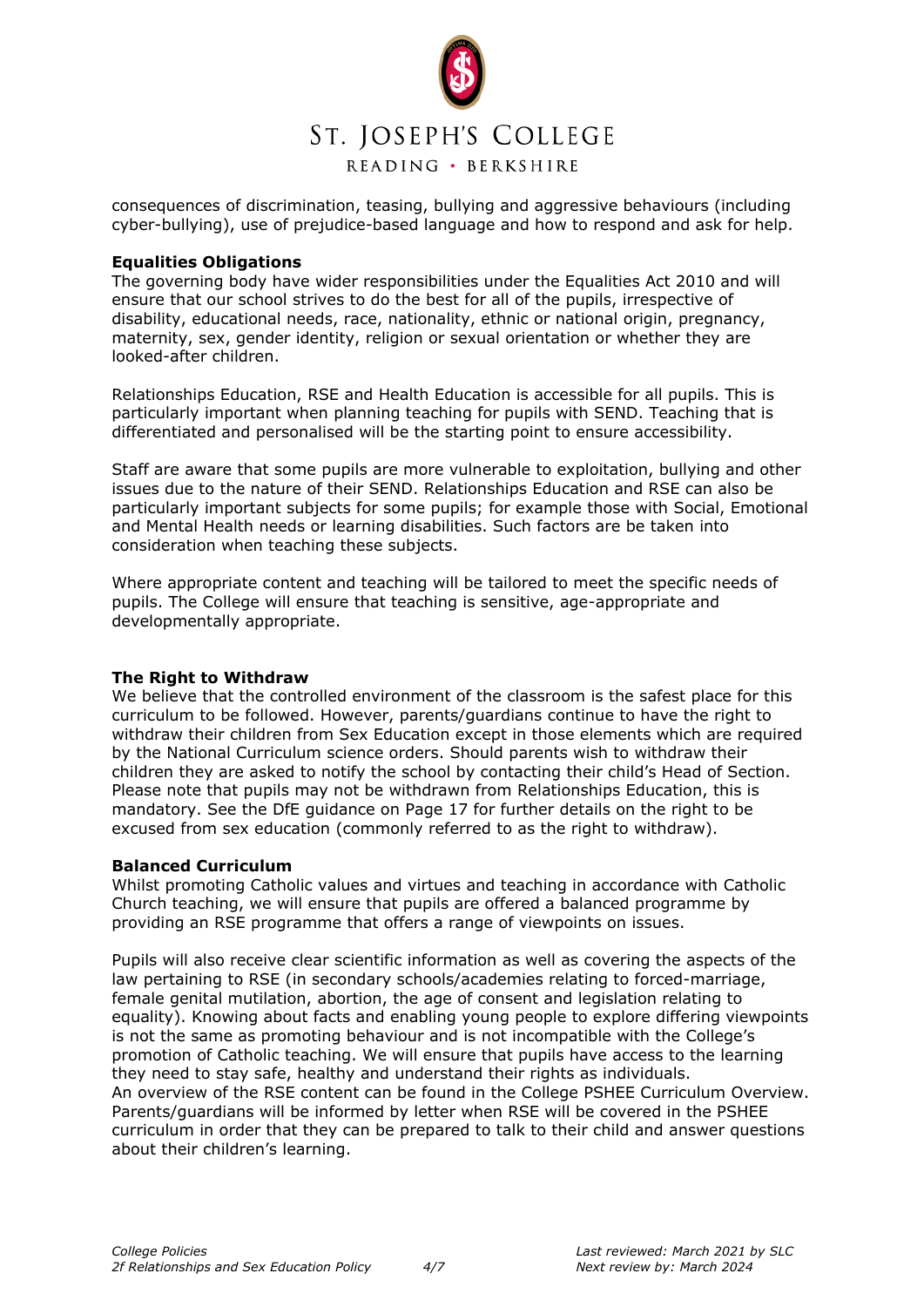consequences of discrimination, teasing, bullying and aggressive behaviours (including cyber-bullying), use of prejudice-based language and how to respond and ask for help.

**Equalities Obligations**

The governing body have wider responsibilities under the Equalities Act 2010 and will ensure that our school strives to do the best for all of the pupils, irrespective of disability, educational needs, race, nationality, ethnic or national origin, pregnancy, maternity, sex, gender identity, religion or sexual orientation or whether they are looked-after children.

Relationships Education, RSE and Health Education is accessible for all pupils. This is particularly important when planning teaching for pupils with SEND. Teaching that is differentiated and personalised will be the starting point to ensure accessibility.

Staff are aware that some pupils are more vulnerable to exploitation, bullying and other issues due to the nature of their SEND. Relationships Education and RSE can also be particularly important subjects for some pupils; for example those with Social, Emotional and Mental Health needs or learning disabilities. Such factors are be taken into consideration when teaching these subjects.

Where appropriate content and teaching will be tailored to meet the specific needs of pupils. The College will ensure that teaching is sensitive, age-appropriate and developmentally appropriate.

**The Right to Withdraw**

We believe that the controlled environment of the classroom is the safest place for this curriculum to be followed. However, parents/guardians continue to have the right to withdraw their children from Sex Education except in those elements which are required by the National Curriculum science orders. Should parents wish to withdraw their children they are asked to notify the school by contacting their child's Head of Section. Please note that pupils may not be withdrawn from Relationships Education, this is mandatory. See the DfE guidance on Page 17 for further details on the right to be excused from sex education (commonly referred to as the right to withdraw).

**Balanced Curriculum**

Whilst promoting Catholic values and virtues and teaching in accordance with Catholic Church teaching, we will ensure that pupils are offered a balanced programme by providing an RSE programme that offers a range of viewpoints on issues.

Pupils will also receive clear scientific information as well as covering the aspects of the law pertaining to RSE (in secondary schools/academies relating to forced-marriage, female genital mutilation, abortion, the age of consent and legislation relating to equality). Knowing about facts and enabling young people to explore differing viewpoints is not the same as promoting behaviour and is not incompatible with the College's promotion of Catholic teaching. We will ensure that pupils have access to the learning they need to stay safe, healthy and understand their rights as individuals.
An overview of the RSE content can be found in the College PSHEE Curriculum Overview. Parents/guardians will be informed by letter when RSE will be covered in the PSHEE curriculum in order that they can be prepared to talk to their child and answer questions about their children's learning.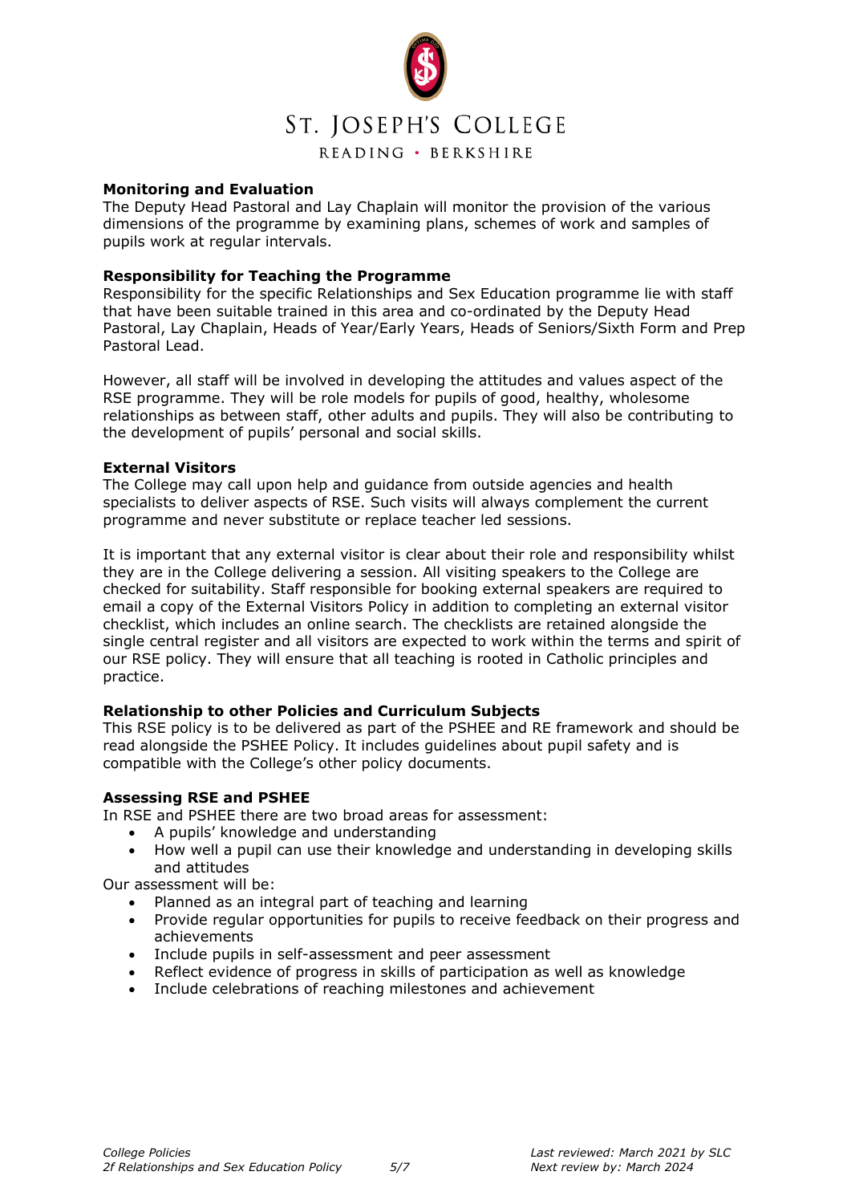**Monitoring and Evaluation**

The Deputy Head Pastoral and Lay Chaplain will monitor the provision of the various dimensions of the programme by examining plans, schemes of work and samples of pupils work at regular intervals.

**Responsibility for Teaching the Programme**

Responsibility for the specific Relationships and Sex Education programme lie with staff that have been suitable trained in this area and co-ordinated by the Deputy Head Pastoral, Lay Chaplain, Heads of Year/Early Years, Heads of Seniors/Sixth Form and Prep Pastoral Lead.

However, all staff will be involved in developing the attitudes and values aspect of the RSE programme. They will be role models for pupils of good, healthy, wholesome relationships as between staff, other adults and pupils. They will also be contributing to the development of pupils' personal and social skills.

**External Visitors**

The College may call upon help and guidance from outside agencies and health specialists to deliver aspects of RSE. Such visits will always complement the current programme and never substitute or replace teacher led sessions.

It is important that any external visitor is clear about their role and responsibility whilst they are in the College delivering a session. All visiting speakers to the College are checked for suitability. Staff responsible for booking external speakers are required to email a copy of the External Visitors Policy in addition to completing an external visitor checklist, which includes an online search. The checklists are retained alongside the single central register and all visitors are expected to work within the terms and spirit of our RSE policy. They will ensure that all teaching is rooted in Catholic principles and practice.

**Relationship to other Policies and Curriculum Subjects**

This RSE policy is to be delivered as part of the PSHEE and RE framework and should be read alongside the PSHEE Policy. It includes guidelines about pupil safety and is compatible with the College's other policy documents.

**Assessing RSE and PSHEE**

In RSE and PSHEE there are two broad areas for assessment:

- A pupils' knowledge and understanding
- How well a pupil can use their knowledge and understanding in developing skills and attitudes

Our assessment will be:

- Planned as an integral part of teaching and learning
- Provide regular opportunities for pupils to receive feedback on their progress and achievements
- Include pupils in self-assessment and peer assessment
- Reflect evidence of progress in skills of participation as well as knowledge
- Include celebrations of reaching milestones and achievement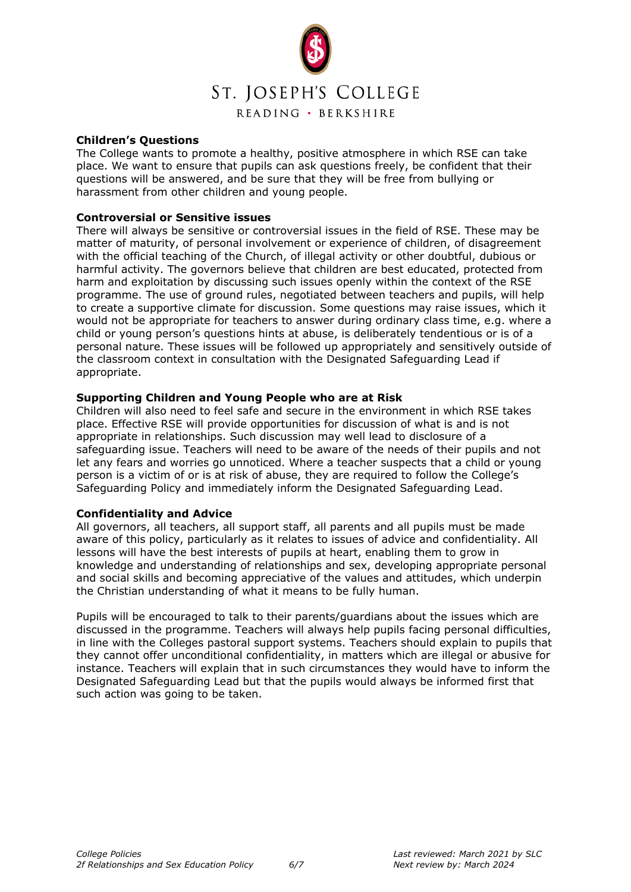**Children's Questions**

The College wants to promote a healthy, positive atmosphere in which RSE can take place. We want to ensure that pupils can ask questions freely, be confident that their questions will be answered, and be sure that they will be free from bullying or harassment from other children and young people.

**Controversial or Sensitive issues**

There will always be sensitive or controversial issues in the field of RSE. These may be matter of maturity, of personal involvement or experience of children, of disagreement with the official teaching of the Church, of illegal activity or other doubtful, dubious or harmful activity. The governors believe that children are best educated, protected from harm and exploitation by discussing such issues openly within the context of the RSE programme. The use of ground rules, negotiated between teachers and pupils, will help to create a supportive climate for discussion. Some questions may raise issues, which it would not be appropriate for teachers to answer during ordinary class time, e.g. where a child or young person's questions hints at abuse, is deliberately tendentious or is of a personal nature. These issues will be followed up appropriately and sensitively outside of the classroom context in consultation with the Designated Safeguarding Lead if appropriate.

**Supporting Children and Young People who are at Risk**

Children will also need to feel safe and secure in the environment in which RSE takes place. Effective RSE will provide opportunities for discussion of what is and is not appropriate in relationships. Such discussion may well lead to disclosure of a safeguarding issue. Teachers will need to be aware of the needs of their pupils and not let any fears and worries go unnoticed. Where a teacher suspects that a child or young person is a victim of or is at risk of abuse, they are required to follow the College's Safeguarding Policy and immediately inform the Designated Safeguarding Lead.

**Confidentiality and Advice**

All governors, all teachers, all support staff, all parents and all pupils must be made aware of this policy, particularly as it relates to issues of advice and confidentiality. All lessons will have the best interests of pupils at heart, enabling them to grow in knowledge and understanding of relationships and sex, developing appropriate personal and social skills and becoming appreciative of the values and attitudes, which underpin the Christian understanding of what it means to be fully human.

Pupils will be encouraged to talk to their parents/guardians about the issues which are discussed in the programme. Teachers will always help pupils facing personal difficulties, in line with the Colleges pastoral support systems. Teachers should explain to pupils that they cannot offer unconditional confidentiality, in matters which are illegal or abusive for instance. Teachers will explain that in such circumstances they would have to inform the Designated Safeguarding Lead but that the pupils would always be informed first that such action was going to be taken.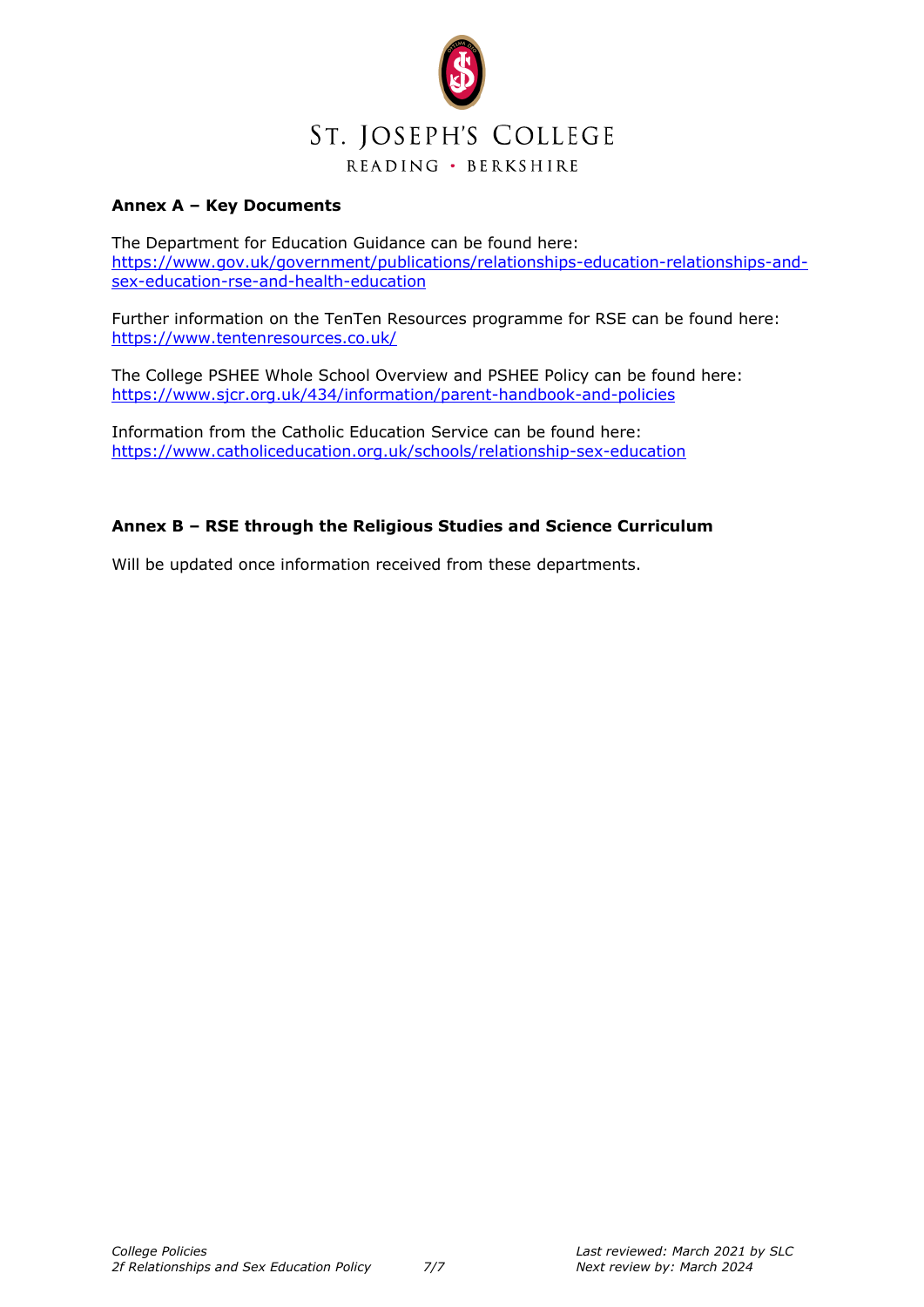**Annex A – Key Documents**

The Department for Education Guidance can be found here:
[https://www.gov.uk/government/publications/relationships-education-relationships-and-sex-education-rse-and-health-education](https://www.gov.uk/government/publications/relationships-education-relationships-and-sex-education-rse-and-health-education)

Further information on the TenTen Resources programme for RSE can be found here:
[https://www.tentenresources.co.uk/](https://www.tentenresources.co.uk/)

The College PSHEE Whole School Overview and PSHEE Policy can be found here:
[https://www.sjcr.org.uk/434/information/parent-handbook-and-policies](https://www.sjcr.org.uk/434/information/parent-handbook-and-policies)

Information from the Catholic Education Service can be found here:
[https://www.catholiceducation.org.uk/schools/relationship-sex-education](https://www.catholiceducation.org.uk/schools/relationship-sex-education)

**Annex B – RSE through the Religious Studies and Science Curriculum**

Will be updated once information received from these departments.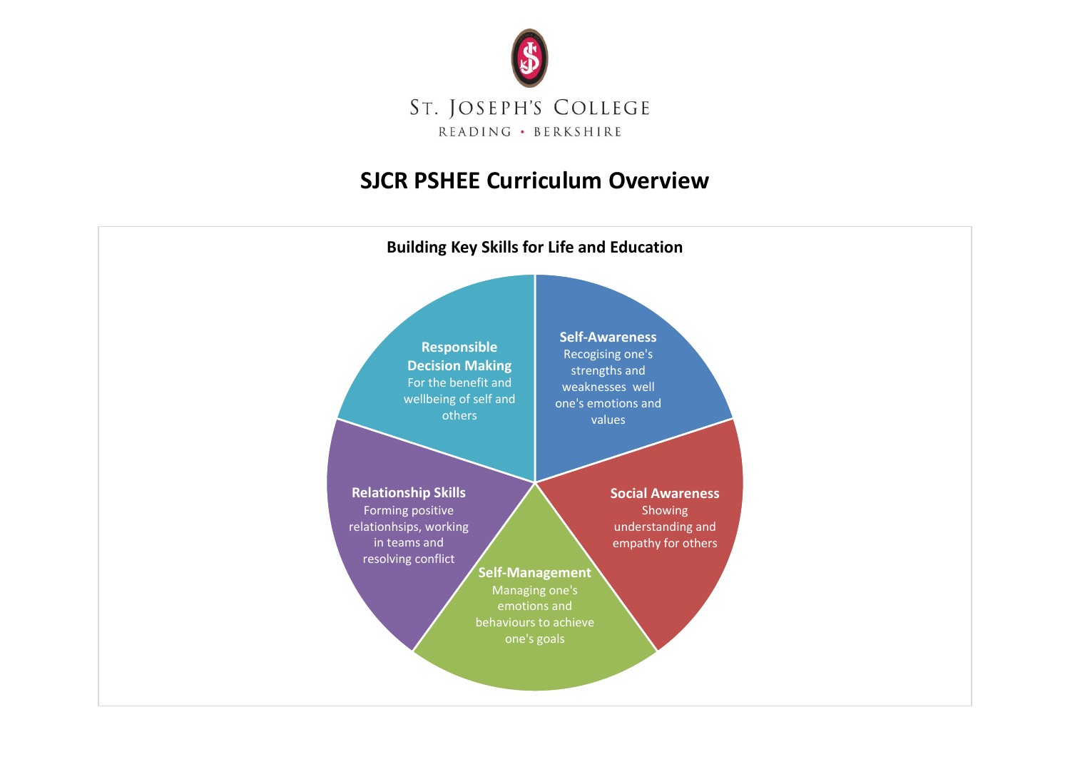ST. JOSEPH'S COLLEGE

READING • BERKSHIRE

# SJCR PSHEE Curriculum Overview

## Building Key Skills for Life and Education

**Self-Awareness**
Recogising one's strengths and weaknesses well one's emotions and values

**Social Awareness**
Showing understanding and empathy for others

**Self-Management**
Managing one's emotions and behaviours to achieve one's goals

**Relationship Skills**
Forming positive relationhsips, working in teams and resolving conflict

**Responsible Decision Making**
For the benefit and wellbeing of self and others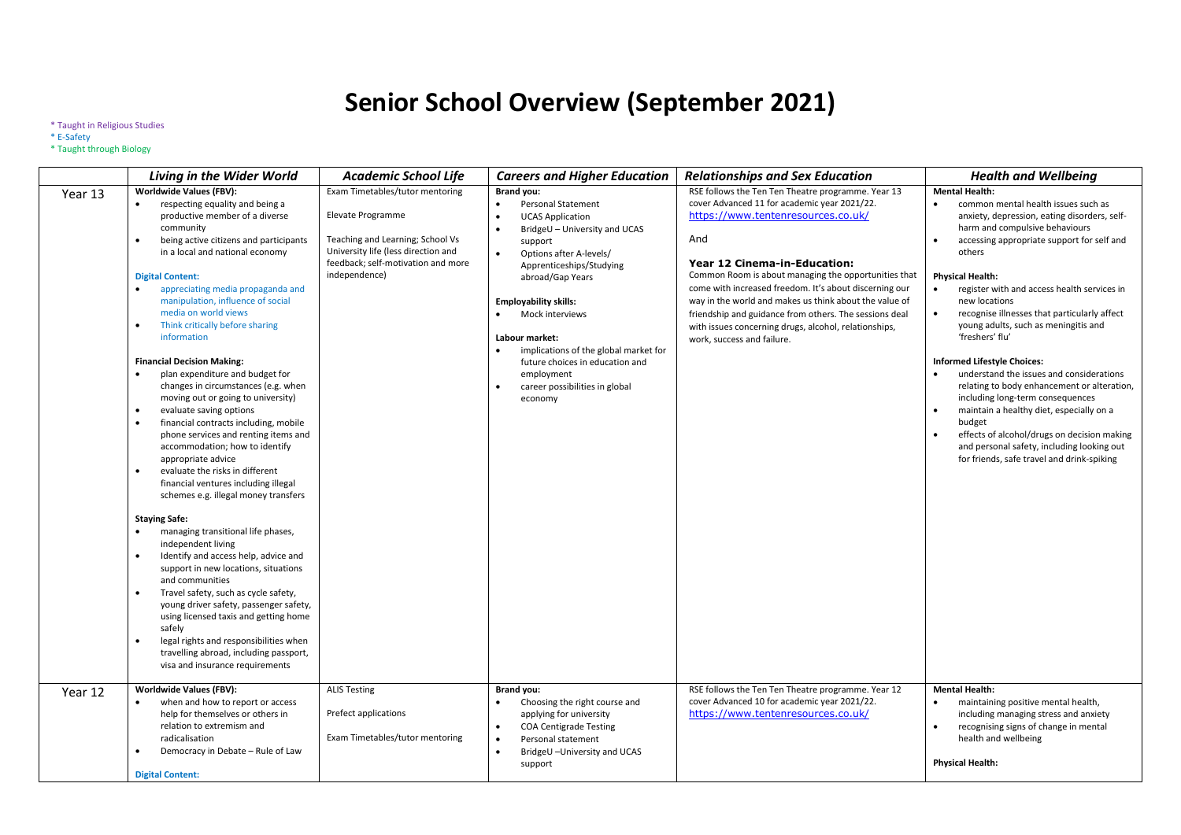# Senior School Overview (September 2021)

* Taught in Religious Studies
* E-Safety
* Taught through Biology

| | *Living in the Wider World* | *Academic School Life* | *Careers and Higher Education* | *Relationships and Sex Education* | *Health and Wellbeing* |
|---|---|---|---|---|---|
| Year 13 | **Worldwide Values (FBV):**<br>• respecting equality and being a productive member of a diverse community<br>• being active citizens and participants in a local and national economy<br><br>**Digital Content:**<br>• appreciating media propaganda and manipulation, influence of social media on world views<br>• Think critically before sharing information<br><br>**Financial Decision Making:**<br>• plan expenditure and budget for changes in circumstances (e.g. when moving out or going to university)<br>• evaluate saving options<br>• financial contracts including, mobile phone services and renting items and accommodation; how to identify appropriate advice<br>• evaluate the risks in different financial ventures including illegal schemes e.g. illegal money transfers<br><br>**Staying Safe:**<br>• managing transitional life phases, independent living<br>• Identify and access help, advice and support in new locations, situations and communities<br>• Travel safety, such as cycle safety, young driver safety, passenger safety, using licensed taxis and getting home safely<br>• legal rights and responsibilities when travelling abroad, including passport, visa and insurance requirements | Exam Timetables/tutor mentoring<br><br>Elevate Programme<br><br>Teaching and Learning; School Vs University life (less direction and feedback; self-motivation and more independence) | **Brand you:**<br>• Personal Statement<br>• UCAS Application<br>• BridgeU – University and UCAS support<br>• Options after A-levels/ Apprenticeships/Studying abroad/Gap Years<br><br>**Employability skills:**<br>• Mock interviews<br><br>**Labour market:**<br>• implications of the global market for future choices in education and employment<br>• career possibilities in global economy | RSE follows the Ten Ten Theatre programme. Year 13 cover Advanced 11 for academic year 2021/22.<br>https://www.tentenresources.co.uk/<br><br>And<br><br>**Year 12 Cinema-in-Education:**<br>Common Room is about managing the opportunities that come with increased freedom. It's about discerning our way in the world and makes us think about the value of friendship and guidance from others. The sessions deal with issues concerning drugs, alcohol, relationships, work, success and failure. | **Mental Health:**<br>• common mental health issues such as anxiety, depression, eating disorders, self-harm and compulsive behaviours<br>• accessing appropriate support for self and others<br><br>**Physical Health:**<br>• register with and access health services in new locations<br>• recognise illnesses that particularly affect young adults, such as meningitis and 'freshers' flu'<br><br>**Informed Lifestyle Choices:**<br>• understand the issues and considerations relating to body enhancement or alteration, including long-term consequences<br>• maintain a healthy diet, especially on a budget<br>• effects of alcohol/drugs on decision making and personal safety, including looking out for friends, safe travel and drink-spiking |
| Year 12 | **Worldwide Values (FBV):**<br>• when and how to report or access help for themselves or others in relation to extremism and radicalisation<br>• Democracy in Debate – Rule of Law<br><br>**Digital Content:** | ALIS Testing<br><br>Prefect applications<br><br>Exam Timetables/tutor mentoring | **Brand you:**<br>• Choosing the right course and applying for university<br>• COA Centigrade Testing<br>• Personal statement<br>• BridgeU –University and UCAS support | RSE follows the Ten Ten Theatre programme. Year 12 cover Advanced 10 for academic year 2021/22.<br>https://www.tentenresources.co.uk/ | **Mental Health:**<br>• maintaining positive mental health, including managing stress and anxiety<br>• recognising signs of change in mental health and wellbeing<br><br>**Physical Health:** |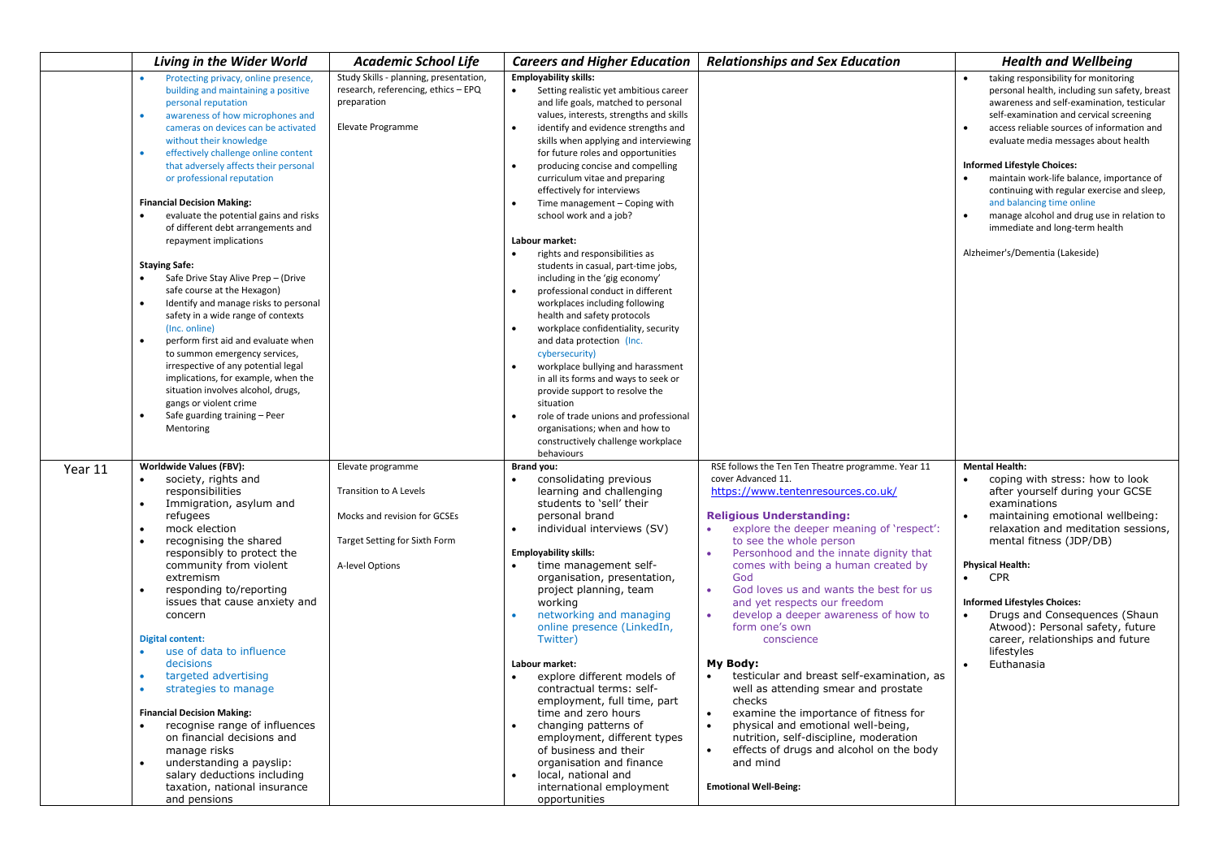| | *Living in the Wider World* | *Academic School Life* | *Careers and Higher Education* | *Relationships and Sex Education* | *Health and Wellbeing* |
|---|---|---|---|---|---|
| | • Protecting privacy, online presence, building and maintaining a positive personal reputation<br>• awareness of how microphones and cameras on devices can be activated without their knowledge<br>• effectively challenge online content that adversely affects their personal or professional reputation<br><br>**Financial Decision Making:**<br>• evaluate the potential gains and risks of different debt arrangements and repayment implications<br><br>**Staying Safe:**<br>• Safe Drive Stay Alive Prep – (Drive safe course at the Hexagon)<br>• Identify and manage risks to personal safety in a wide range of contexts (Inc. online)<br>• perform first aid and evaluate when to summon emergency services, irrespective of any potential legal implications, for example, when the situation involves alcohol, drugs, gangs or violent crime<br>• Safe guarding training – Peer Mentoring | Study Skills - planning, presentation, research, referencing, ethics – EPQ preparation<br><br>Elevate Programme | **Employability skills:**<br>• Setting realistic yet ambitious career and life goals, matched to personal values, interests, strengths and skills<br>• identify and evidence strengths and skills when applying and interviewing for future roles and opportunities<br>• producing concise and compelling curriculum vitae and preparing effectively for interviews<br>• Time management – Coping with school work and a job?<br><br>**Labour market:**<br>• rights and responsibilities as students in casual, part-time jobs, including in the 'gig economy'<br>• professional conduct in different workplaces including following health and safety protocols<br>• workplace confidentiality, security and data protection (Inc. cybersecurity)<br>• workplace bullying and harassment in all its forms and ways to seek or provide support to resolve the situation<br>• role of trade unions and professional organisations; when and how to constructively challenge workplace behaviours | | • taking responsibility for monitoring personal health, including sun safety, breast awareness and self-examination, testicular self-examination and cervical screening<br>• access reliable sources of information and evaluate media messages about health<br><br>**Informed Lifestyle Choices:**<br>• maintain work-life balance, importance of continuing with regular exercise and sleep, and balancing time online<br>• manage alcohol and drug use in relation to immediate and long-term health<br><br>Alzheimer's/Dementia (Lakeside) |
| Year 11 | **Worldwide Values (FBV):**<br>• society, rights and responsibilities<br>• Immigration, asylum and refugees<br>• mock election<br>• recognising the shared responsibly to protect the community from violent extremism<br>• responding to/reporting issues that cause anxiety and concern<br><br>**Digital content:**<br>• use of data to influence decisions<br>• targeted advertising<br>• strategies to manage<br><br>**Financial Decision Making:**<br>• recognise range of influences on financial decisions and manage risks<br>• understanding a payslip: salary deductions including taxation, national insurance and pensions | Elevate programme<br><br>Transition to A Levels<br><br>Mocks and revision for GCSEs<br><br>Target Setting for Sixth Form<br><br>A-level Options | **Brand you:**<br>• consolidating previous learning and challenging students to 'sell' their personal brand<br>• individual interviews (SV)<br><br>**Employability skills:**<br>• time management self-organisation, presentation, project planning, team working<br>• networking and managing online presence (LinkedIn, Twitter)<br><br>**Labour market:**<br>• explore different models of contractual terms: self-employment, full time, part time and zero hours<br>• changing patterns of employment, different types of business and their organisation and finance<br>• local, national and international employment opportunities | RSE follows the Ten Ten Theatre programme. Year 11 cover Advanced 11.<br>https://www.tentenresources.co.uk/<br><br>**Religious Understanding:**<br>• explore the deeper meaning of 'respect': to see the whole person<br>• Personhood and the innate dignity that comes with being a human created by God<br>• God loves us and wants the best for us and yet respects our freedom<br>• develop a deeper awareness of how to form one's own conscience<br><br>**My Body:**<br>• testicular and breast self-examination, as well as attending smear and prostate checks<br>• examine the importance of fitness for<br>• physical and emotional well-being, nutrition, self-discipline, moderation<br>• effects of drugs and alcohol on the body and mind<br><br>**Emotional Well-Being:** | **Mental Health:**<br>• coping with stress: how to look after yourself during your GCSE examinations<br>• maintaining emotional wellbeing: relaxation and meditation sessions, mental fitness (JDP/DB)<br><br>**Physical Health:**<br>• CPR<br><br>**Informed Lifestyles Choices:**<br>• Drugs and Consequences (Shaun Atwood): Personal safety, future career, relationships and future lifestyles<br>• Euthanasia |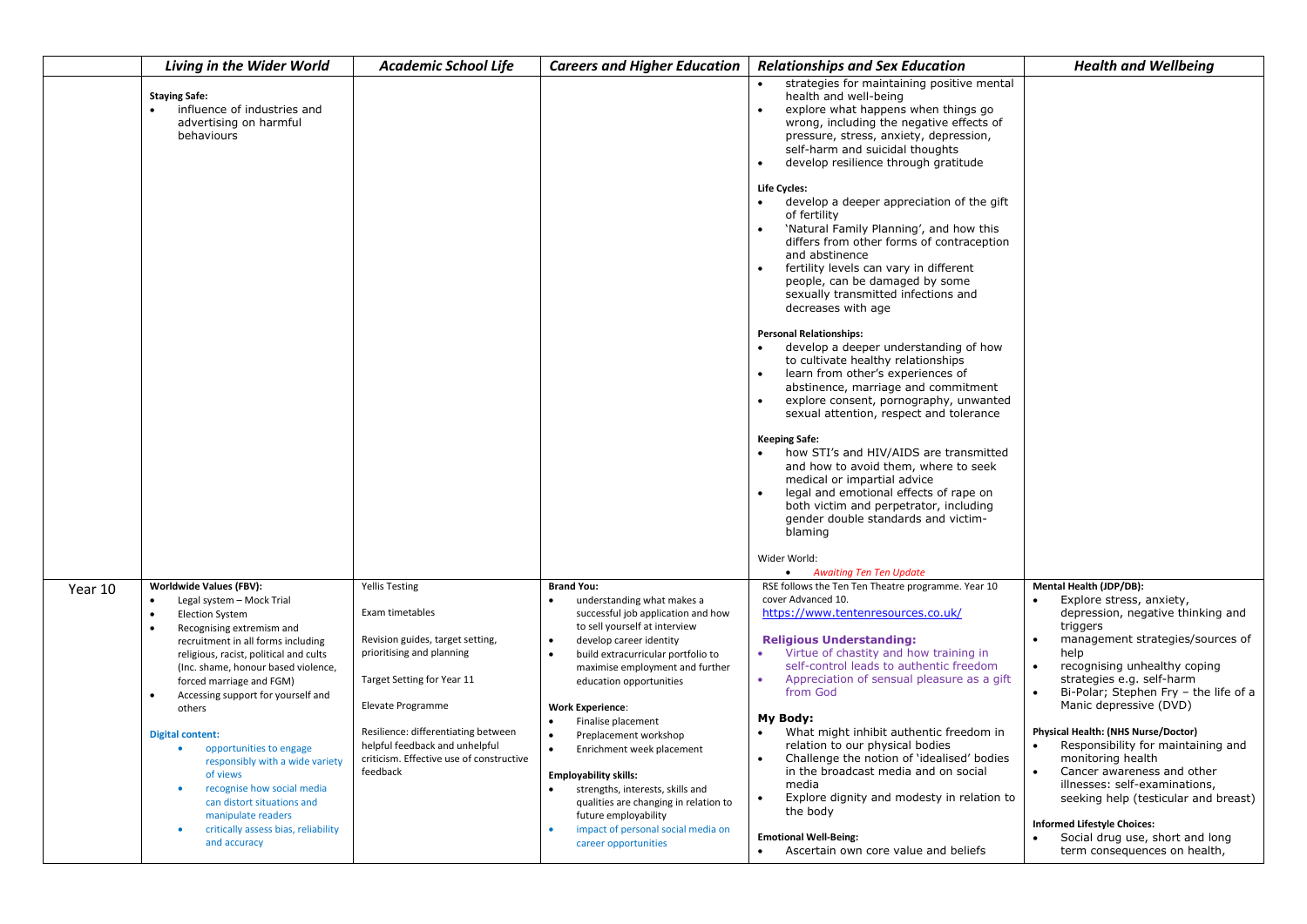| | *Living in the Wider World* | *Academic School Life* | *Careers and Higher Education* | *Relationships and Sex Education* | *Health and Wellbeing* |
|---|---|---|---|---|---|
| | **Staying Safe:**<br>• influence of industries and advertising on harmful behaviours | | | • strategies for maintaining positive mental health and well-being<br>• explore what happens when things go wrong, including the negative effects of pressure, stress, anxiety, depression, self-harm and suicidal thoughts<br>• develop resilience through gratitude<br><br>**Life Cycles:**<br>• develop a deeper appreciation of the gift of fertility<br>• 'Natural Family Planning', and how this differs from other forms of contraception and abstinence<br>• fertility levels can vary in different people, can be damaged by some sexually transmitted infections and decreases with age<br><br>**Personal Relationships:**<br>• develop a deeper understanding of how to cultivate healthy relationships<br>• learn from other's experiences of abstinence, marriage and commitment<br>• explore consent, pornography, unwanted sexual attention, respect and tolerance<br><br>**Keeping Safe:**<br>• how STI's and HIV/AIDS are transmitted and how to avoid them, where to seek medical or impartial advice<br>• legal and emotional effects of rape on both victim and perpetrator, including gender double standards and victim-blaming<br><br>Wider World:<br>• *Awaiting Ten Ten Update* | |
| Year 10 | **Worldwide Values (FBV):**<br>• Legal system – Mock Trial<br>• Election System<br>• Recognising extremism and recruitment in all forms including religious, racist, political and cults (Inc. shame, honour based violence, forced marriage and FGM)<br>• Accessing support for yourself and others<br><br>**Digital content:**<br>• opportunities to engage responsibly with a wide variety of views<br>• recognise how social media can distort situations and manipulate readers<br>• critically assess bias, reliability and accuracy | Yellis Testing<br><br>Exam timetables<br><br>Revision guides, target setting, prioritising and planning<br><br>Target Setting for Year 11<br><br>Elevate Programme<br><br>Resilience: differentiating between helpful feedback and unhelpful criticism. Effective use of constructive feedback | **Brand You:**<br>• understanding what makes a successful job application and how to sell yourself at interview<br>• develop career identity<br>• build extracurricular portfolio to maximise employment and further education opportunities<br><br>**Work Experience**:<br>• Finalise placement<br>• Preplacement workshop<br>• Enrichment week placement<br><br>**Employability skills:**<br>• strengths, interests, skills and qualities are changing in relation to future employability<br>• impact of personal social media on career opportunities | RSE follows the Ten Ten Theatre programme. Year 10 cover Advanced 10.<br>https://www.tentenresources.co.uk/<br><br>**Religious Understanding:**<br>• Virtue of chastity and how training in self-control leads to authentic freedom<br>• Appreciation of sensual pleasure as a gift from God<br><br>**My Body:**<br>• What might inhibit authentic freedom in relation to our physical bodies<br>• Challenge the notion of 'idealised' bodies in the broadcast media and on social media<br>• Explore dignity and modesty in relation to the body<br><br>**Emotional Well-Being:**<br>• Ascertain own core value and beliefs | **Mental Health (JDP/DB):**<br>• Explore stress, anxiety, depression, negative thinking and triggers<br>• management strategies/sources of help<br>• recognising unhealthy coping strategies e.g. self-harm<br>• Bi-Polar; Stephen Fry – the life of a Manic depressive (DVD)<br><br>**Physical Health: (NHS Nurse/Doctor)**<br>• Responsibility for maintaining and monitoring health<br>• Cancer awareness and other illnesses: self-examinations, seeking help (testicular and breast)<br><br>**Informed Lifestyle Choices:**<br>• Social drug use, short and long term consequences on health, |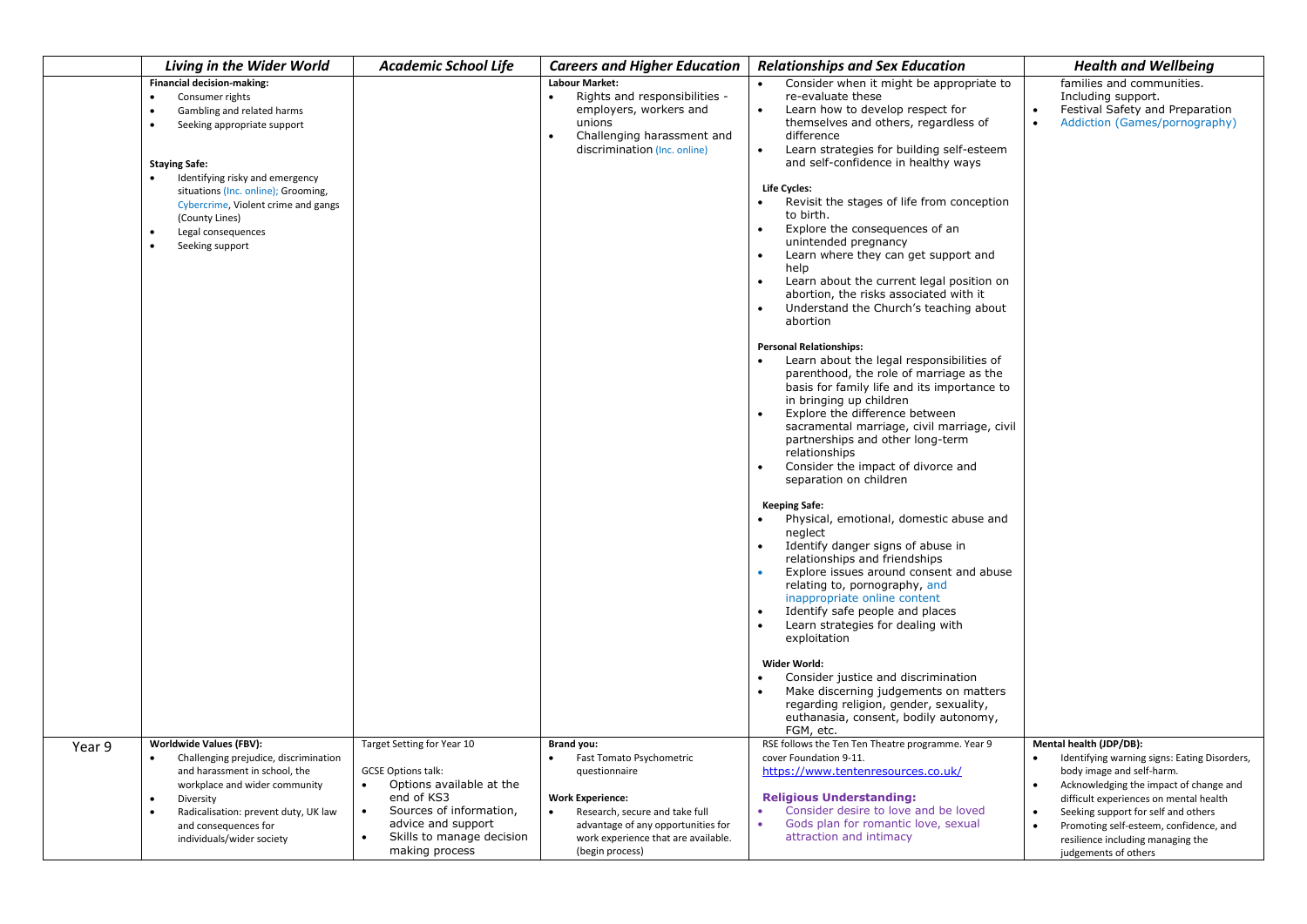| | *Living in the Wider World* | *Academic School Life* | *Careers and Higher Education* | *Relationships and Sex Education* | *Health and Wellbeing* |
|---|---|---|---|---|---|
| | **Financial decision-making:**<br>• Consumer rights<br>• Gambling and related harms<br>• Seeking appropriate support<br><br>**Staying Safe:**<br>• Identifying risky and emergency situations (Inc. online); Grooming, Cybercrime, Violent crime and gangs (County Lines)<br>• Legal consequences<br>• Seeking support | | **Labour Market:**<br>• Rights and responsibilities - employers, workers and unions<br>• Challenging harassment and discrimination (Inc. online) | • Consider when it might be appropriate to re-evaluate these<br>• Learn how to develop respect for themselves and others, regardless of difference<br>• Learn strategies for building self-esteem and self-confidence in healthy ways<br><br>**Life Cycles:**<br>• Revisit the stages of life from conception to birth.<br>• Explore the consequences of an unintended pregnancy<br>• Learn where they can get support and help<br>• Learn about the current legal position on abortion, the risks associated with it<br>• Understand the Church's teaching about abortion<br><br>**Personal Relationships:**<br>• Learn about the legal responsibilities of parenthood, the role of marriage as the basis for family life and its importance to in bringing up children<br>• Explore the difference between sacramental marriage, civil marriage, civil partnerships and other long-term relationships<br>• Consider the impact of divorce and separation on children<br><br>**Keeping Safe:**<br>• Physical, emotional, domestic abuse and neglect<br>• Identify danger signs of abuse in relationships and friendships<br>• Explore issues around consent and abuse relating to, pornography, and inappropriate online content<br>• Identify safe people and places<br>• Learn strategies for dealing with exploitation<br><br>**Wider World:**<br>• Consider justice and discrimination<br>• Make discerning judgements on matters regarding religion, gender, sexuality, euthanasia, consent, bodily autonomy, FGM, etc. | families and communities. Including support.<br>• Festival Safety and Preparation<br>• Addiction (Games/pornography) |
| Year 9 | **Worldwide Values (FBV):**<br>• Challenging prejudice, discrimination and harassment in school, the workplace and wider community<br>• Diversity<br>• Radicalisation: prevent duty, UK law and consequences for individuals/wider society | Target Setting for Year 10<br><br>GCSE Options talk:<br>• Options available at the end of KS3<br>• Sources of information, advice and support<br>• Skills to manage decision making process | **Brand you:**<br>• Fast Tomato Psychometric questionnaire<br><br>**Work Experience:**<br>• Research, secure and take full advantage of any opportunities for work experience that are available. (begin process) | RSE follows the Ten Ten Theatre programme. Year 9 cover Foundation 9-11.<br>https://www.tentenresources.co.uk/<br><br>**Religious Understanding:**<br>• Consider desire to love and be loved<br>• Gods plan for romantic love, sexual attraction and intimacy | **Mental health (JDP/DB):**<br>• Identifying warning signs: Eating Disorders, body image and self-harm.<br>• Acknowledging the impact of change and difficult experiences on mental health<br>• Seeking support for self and others<br>• Promoting self-esteem, confidence, and resilience including managing the judgements of others |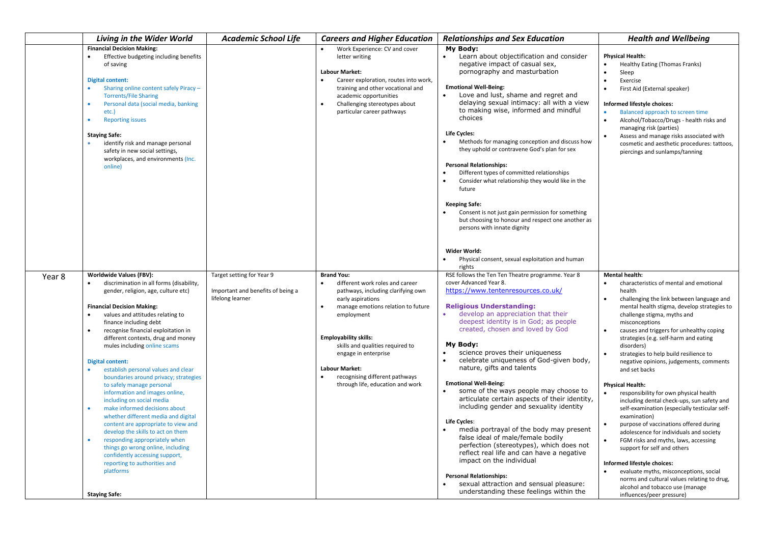| | Living in the Wider World | Academic School Life | Careers and Higher Education | Relationships and Sex Education | Health and Wellbeing |
|---|---|---|---|---|---|
| | **Financial Decision Making:**<br>• Effective budgeting including benefits of saving<br><br>**Digital content:**<br>• Sharing online content safely Piracy – Torrents/File Sharing<br>• Personal data (social media, banking etc.)<br>• Reporting issues<br><br>**Staying Safe:**<br>• identify risk and manage personal safety in new social settings, workplaces, and environments (Inc. online) | | • Work Experience: CV and cover letter writing<br><br>**Labour Market:**<br>• Career exploration, routes into work, training and other vocational and academic opportunities<br>• Challenging stereotypes about particular career pathways | **My Body:**<br>• Learn about objectification and consider negative impact of casual sex, pornography and masturbation<br><br>**Emotional Well-Being:**<br>• Love and lust, shame and regret and delaying sexual intimacy: all with a view to making wise, informed and mindful choices<br><br>**Life Cycles:**<br>• Methods for managing conception and discuss how they uphold or contravene God's plan for sex<br><br>**Personal Relationships:**<br>• Different types of committed relationships<br>• Consider what relationship they would like in the future<br><br>**Keeping Safe:**<br>• Consent is not just gain permission for something but choosing to honour and respect one another as persons with innate dignity<br><br>**Wider World:**<br>• Physical consent, sexual exploitation and human rights | **Physical Health:**<br>• Healthy Eating (Thomas Franks)<br>• Sleep<br>• Exercise<br>• First Aid (External speaker)<br><br>**Informed lifestyle choices:**<br>• Balanced approach to screen time<br>• Alcohol/Tobacco/Drugs - health risks and managing risk (parties)<br>• Assess and manage risks associated with cosmetic and aesthetic procedures: tattoos, piercings and sunlamps/tanning |
| Year 8 | **Worldwide Values (FBV):**<br>• discrimination in all forms (disability, gender, religion, age, culture etc)<br><br>**Financial Decision Making:**<br>• values and attitudes relating to finance including debt<br>• recognise financial exploitation in different contexts, drug and money mules including online scams<br><br>**Digital content:**<br>• establish personal values and clear boundaries around privacy; strategies to safely manage personal information and images online, including on social media<br>• make informed decisions about whether different media and digital content are appropriate to view and develop the skills to act on them<br>• responding appropriately when things go wrong online, including confidently accessing support, reporting to authorities and platforms<br><br>**Staying Safe:** | Target setting for Year 9<br><br>Important and benefits of being a lifelong learner | **Brand You:**<br>• different work roles and career pathways, including clarifying own early aspirations<br>• manage emotions relation to future employment<br><br>**Employability skills:**<br>skills and qualities required to engage in enterprise<br><br>**Labour Market:**<br>• recognising different pathways through life, education and work | RSE follows the Ten Ten Theatre programme. Year 8 cover Advanced Year 8.<br>https://www.tentenresources.co.uk/<br><br>**Religious Understanding:**<br>• develop an appreciation that their deepest identity is in God; as people created, chosen and loved by God<br><br>**My Body:**<br>• science proves their uniqueness<br>• celebrate uniqueness of God-given body, nature, gifts and talents<br><br>**Emotional Well-Being:**<br>• some of the ways people may choose to articulate certain aspects of their identity, including gender and sexuality identity<br><br>**Life Cycles**:<br>• media portrayal of the body may present false ideal of male/female bodily perfection (stereotypes), which does not reflect real life and can have a negative impact on the individual<br><br>**Personal Relationships:**<br>• sexual attraction and sensual pleasure: understanding these feelings within the | **Mental health:**<br>• characteristics of mental and emotional health<br>• challenging the link between language and mental health stigma, develop strategies to challenge stigma, myths and misconceptions<br>• causes and triggers for unhealthy coping strategies (e.g. self-harm and eating disorders)<br>• strategies to help build resilience to negative opinions, judgements, comments and set backs<br><br>**Physical Health:**<br>• responsibility for own physical health including dental check-ups, sun safety and self-examination (especially testicular self-examination)<br>• purpose of vaccinations offered during adolescence for individuals and society<br>• FGM risks and myths, laws, accessing support for self and others<br><br>**Informed lifestyle choices:**<br>• evaluate myths, misconceptions, social norms and cultural values relating to drug, alcohol and tobacco use (manage influences/peer pressure) |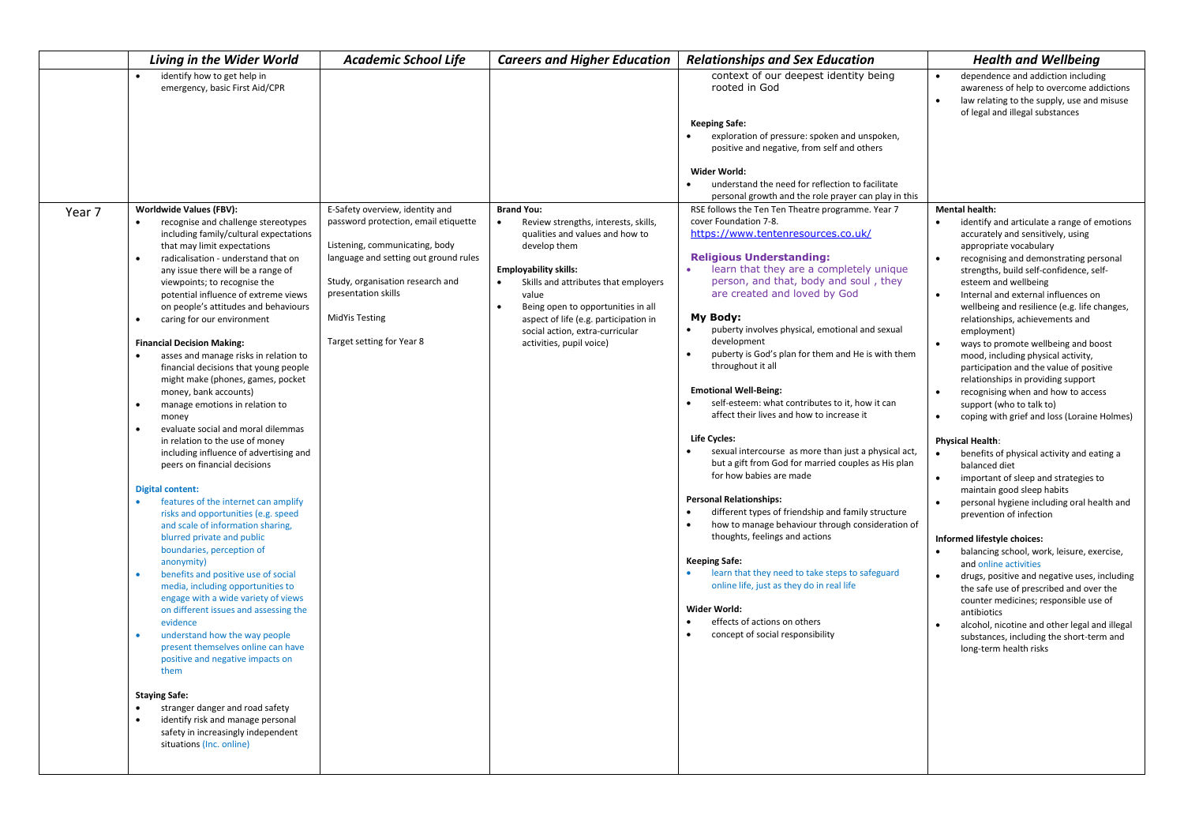| | *Living in the Wider World* | *Academic School Life* | *Careers and Higher Education* | *Relationships and Sex Education* | *Health and Wellbeing* |
|---|---|---|---|---|---|
| | • identify how to get help in emergency, basic First Aid/CPR | | | context of our deepest identity being rooted in God<br><br>**Keeping Safe:**<br>• exploration of pressure: spoken and unspoken, positive and negative, from self and others<br><br>**Wider World:**<br>• understand the need for reflection to facilitate personal growth and the role prayer can play in this | • dependence and addiction including awareness of help to overcome addictions<br>• law relating to the supply, use and misuse of legal and illegal substances |
| Year 7 | **Worldwide Values (FBV):**<br>• recognise and challenge stereotypes including family/cultural expectations that may limit expectations<br>• radicalisation - understand that on any issue there will be a range of viewpoints; to recognise the potential influence of extreme views on people's attitudes and behaviours<br>• caring for our environment<br><br>**Financial Decision Making:**<br>• asses and manage risks in relation to financial decisions that young people might make (phones, games, pocket money, bank accounts)<br>• manage emotions in relation to money<br>• evaluate social and moral dilemmas in relation to the use of money including influence of advertising and peers on financial decisions<br><br>**Digital content:**<br>• features of the internet can amplify risks and opportunities (e.g. speed and scale of information sharing, blurred private and public boundaries, perception of anonymity)<br>• benefits and positive use of social media, including opportunities to engage with a wide variety of views on different issues and assessing the evidence<br>• understand how the way people present themselves online can have positive and negative impacts on them<br><br>**Staying Safe:**<br>• stranger danger and road safety<br>• identify risk and manage personal safety in increasingly independent situations (Inc. online) | E-Safety overview, identity and password protection, email etiquette<br><br>Listening, communicating, body language and setting out ground rules<br><br>Study, organisation research and presentation skills<br><br>MidYis Testing<br><br>Target setting for Year 8 | **Brand You:**<br>• Review strengths, interests, skills, qualities and values and how to develop them<br><br>**Employability skills:**<br>• Skills and attributes that employers value<br>• Being open to opportunities in all aspect of life (e.g. participation in social action, extra-curricular activities, pupil voice) | RSE follows the Ten Ten Theatre programme. Year 7 cover Foundation 7-8.<br>https://www.tentenresources.co.uk/<br><br>**Religious Understanding:**<br>• learn that they are a completely unique person, and that, body and soul , they are created and loved by God<br><br>**My Body:**<br>• puberty involves physical, emotional and sexual development<br>• puberty is God's plan for them and He is with them throughout it all<br><br>**Emotional Well-Being:**<br>• self-esteem: what contributes to it, how it can affect their lives and how to increase it<br><br>**Life Cycles:**<br>• sexual intercourse as more than just a physical act, but a gift from God for married couples as His plan for how babies are made<br><br>**Personal Relationships:**<br>• different types of friendship and family structure<br>• how to manage behaviour through consideration of thoughts, feelings and actions<br><br>**Keeping Safe:**<br>• learn that they need to take steps to safeguard online life, just as they do in real life<br><br>**Wider World:**<br>• effects of actions on others<br>• concept of social responsibility | **Mental health:**<br>• identify and articulate a range of emotions accurately and sensitively, using appropriate vocabulary<br>• recognising and demonstrating personal strengths, build self-confidence, self-esteem and wellbeing<br>• Internal and external influences on wellbeing and resilience (e.g. life changes, relationships, achievements and employment)<br>• ways to promote wellbeing and boost mood, including physical activity, participation and the value of positive relationships in providing support<br>• recognising when and how to access support (who to talk to)<br>• coping with grief and loss (Loraine Holmes)<br><br>**Physical Health**:<br>• benefits of physical activity and eating a balanced diet<br>• important of sleep and strategies to maintain good sleep habits<br>• personal hygiene including oral health and prevention of infection<br><br>**Informed lifestyle choices:**<br>• balancing school, work, leisure, exercise, and online activities<br>• drugs, positive and negative uses, including the safe use of prescribed and over the counter medicines; responsible use of antibiotics<br>• alcohol, nicotine and other legal and illegal substances, including the short-term and long-term health risks |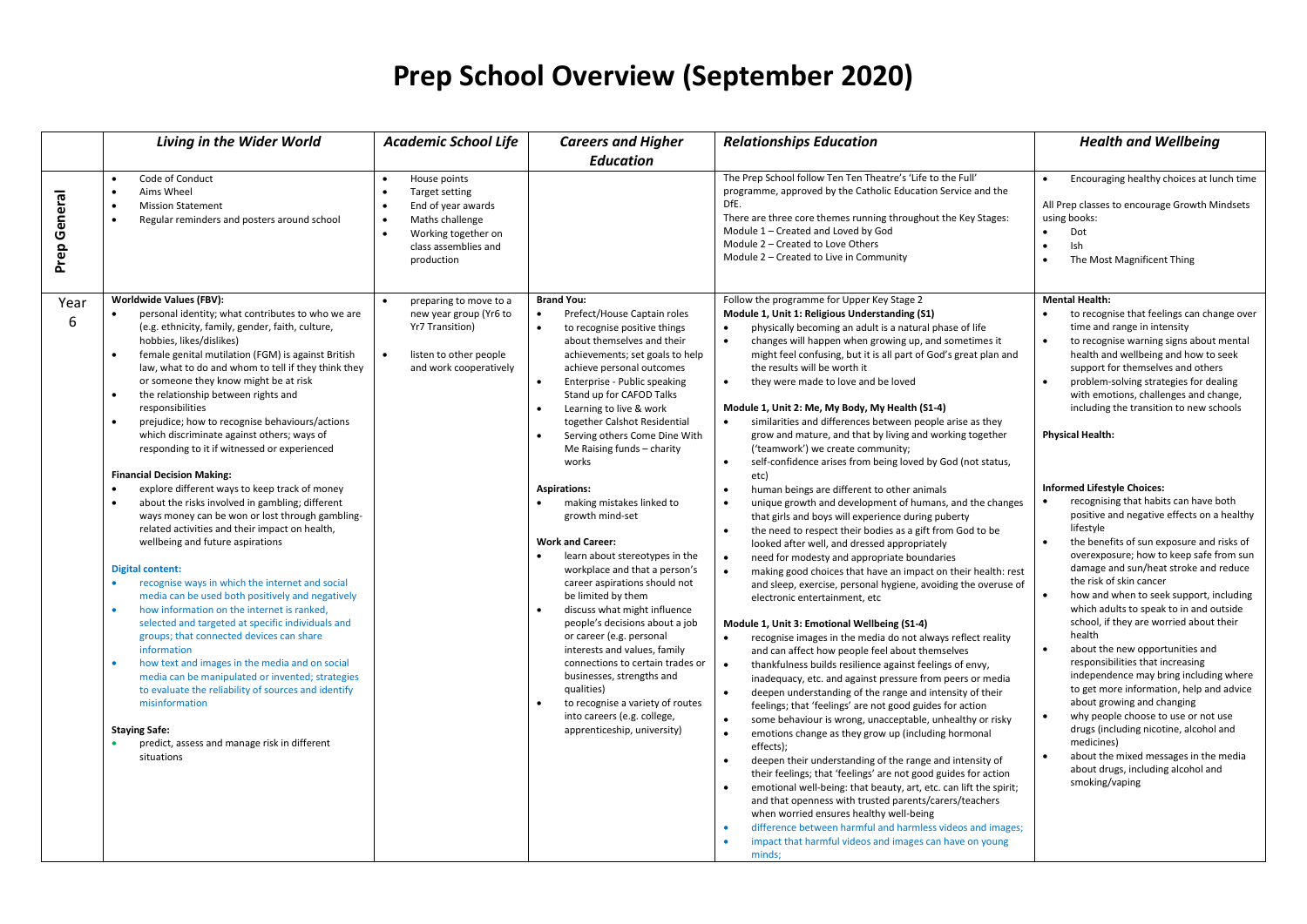# Prep School Overview (September 2020)

| | *Living in the Wider World* | *Academic School Life* | *Careers and Higher Education* | *Relationships Education* | *Health and Wellbeing* |
|---|---|---|---|---|---|
| **Prep General** | • Code of Conduct<br>• Aims Wheel<br>• Mission Statement<br>• Regular reminders and posters around school | • House points<br>• Target setting<br>• End of year awards<br>• Maths challenge<br>• Working together on class assemblies and production | | The Prep School follow Ten Ten Theatre's 'Life to the Full' programme, approved by the Catholic Education Service and the DfE.<br>There are three core themes running throughout the Key Stages:<br>Module 1 – Created and Loved by God<br>Module 2 – Created to Love Others<br>Module 2 – Created to Live in Community | • Encouraging healthy choices at lunch time<br><br>All Prep classes to encourage Growth Mindsets using books:<br>• Dot<br>• Ish<br>• The Most Magnificent Thing |
| Year 6 | **Worldwide Values (FBV):**<br>• personal identity; what contributes to who we are (e.g. ethnicity, family, gender, faith, culture, hobbies, likes/dislikes)<br>• female genital mutilation (FGM) is against British law, what to do and whom to tell if they think they or someone they know might be at risk<br>• the relationship between rights and responsibilities<br>• prejudice; how to recognise behaviours/actions which discriminate against others; ways of responding to it if witnessed or experienced<br><br>**Financial Decision Making:**<br>• explore different ways to keep track of money<br>• about the risks involved in gambling; different ways money can be won or lost through gambling-related activities and their impact on health, wellbeing and future aspirations<br><br>**Digital content:**<br>• recognise ways in which the internet and social media can be used both positively and negatively<br>• how information on the internet is ranked, selected and targeted at specific individuals and groups; that connected devices can share information<br>• how text and images in the media and on social media can be manipulated or invented; strategies to evaluate the reliability of sources and identify misinformation<br><br>**Staying Safe:**<br>• predict, assess and manage risk in different situations | • preparing to move to a new year group (Yr6 to Yr7 Transition)<br>• listen to other people and work cooperatively | **Brand You:**<br>• Prefect/House Captain roles<br>• to recognise positive things about themselves and their achievements; set goals to help achieve personal outcomes<br>• Enterprise - Public speaking Stand up for CAFOD Talks<br>• Learning to live & work together Calshot Residential<br>• Serving others Come Dine With Me Raising funds – charity works<br><br>**Aspirations:**<br>• making mistakes linked to growth mind-set<br><br>**Work and Career:**<br>• learn about stereotypes in the workplace and that a person's career aspirations should not be limited by them<br>• discuss what might influence people's decisions about a job or career (e.g. personal interests and values, family connections to certain trades or businesses, strengths and qualities)<br>• to recognise a variety of routes into careers (e.g. college, apprenticeship, university) | Follow the programme for Upper Key Stage 2<br>**Module 1, Unit 1: Religious Understanding (S1)**<br>• physically becoming an adult is a natural phase of life<br>• changes will happen when growing up, and sometimes it might feel confusing, but it is all part of God's great plan and the results will be worth it<br>• they were made to love and be loved<br><br>**Module 1, Unit 2: Me, My Body, My Health (S1-4)**<br>• similarities and differences between people arise as they grow and mature, and that by living and working together ('teamwork') we create community;<br>• self-confidence arises from being loved by God (not status, etc)<br>• human beings are different to other animals<br>• unique growth and development of humans, and the changes that girls and boys will experience during puberty<br>• the need to respect their bodies as a gift from God to be looked after well, and dressed appropriately<br>• need for modesty and appropriate boundaries<br>• making good choices that have an impact on their health: rest and sleep, exercise, personal hygiene, avoiding the overuse of electronic entertainment, etc<br><br>**Module 1, Unit 3: Emotional Wellbeing (S1-4)**<br>• recognise images in the media do not always reflect reality and can affect how people feel about themselves<br>• thankfulness builds resilience against feelings of envy, inadequacy, etc. and against pressure from peers or media<br>• deepen understanding of the range and intensity of their feelings; that 'feelings' are not good guides for action<br>• some behaviour is wrong, unacceptable, unhealthy or risky<br>• emotions change as they grow up (including hormonal effects);<br>• deepen their understanding of the range and intensity of their feelings; that 'feelings' are not good guides for action<br>• emotional well-being: that beauty, art, etc. can lift the spirit; and that openness with trusted parents/carers/teachers when worried ensures healthy well-being<br>• difference between harmful and harmless videos and images;<br>• impact that harmful videos and images can have on young minds; | **Mental Health:**<br>• to recognise that feelings can change over time and range in intensity<br>• to recognise warning signs about mental health and wellbeing and how to seek support for themselves and others<br>• problem-solving strategies for dealing with emotions, challenges and change, including the transition to new schools<br><br>**Physical Health:**<br><br>**Informed Lifestyle Choices:**<br>• recognising that habits can have both positive and negative effects on a healthy lifestyle<br>• the benefits of sun exposure and risks of overexposure; how to keep safe from sun damage and sun/heat stroke and reduce the risk of skin cancer<br>• how and when to seek support, including which adults to speak to in and outside school, if they are worried about their health<br>• about the new opportunities and responsibilities that increasing independence may bring including where to get more information, help and advice about growing and changing<br>• why people choose to use or not use drugs (including nicotine, alcohol and medicines)<br>• about the mixed messages in the media about drugs, including alcohol and smoking/vaping |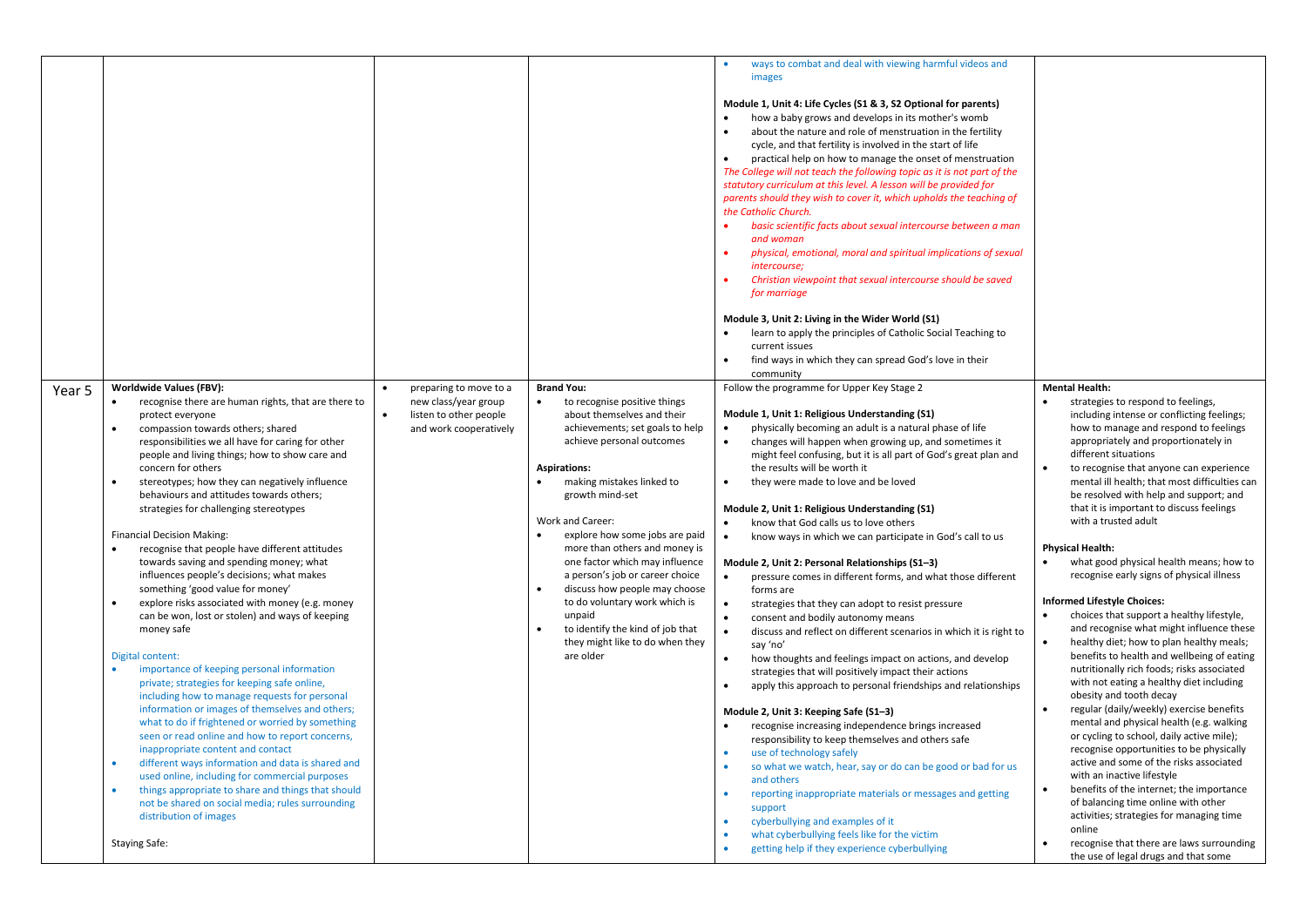| | | | | | |
|---|---|---|---|---|---|
| | | | | • ways to combat and deal with viewing harmful videos and images<br><br>**Module 1, Unit 4: Life Cycles (S1 & 3, S2 Optional for parents)**<br>• how a baby grows and develops in its mother's womb<br>• about the nature and role of menstruation in the fertility cycle, and that fertility is involved in the start of life<br>• practical help on how to manage the onset of menstruation<br>*The College will not teach the following topic as it is not part of the statutory curriculum at this level. A lesson will be provided for parents should they wish to cover it, which upholds the teaching of the Catholic Church.*<br>• *basic scientific facts about sexual intercourse between a man and woman*<br>• *physical, emotional, moral and spiritual implications of sexual intercourse;*<br>• *Christian viewpoint that sexual intercourse should be saved for marriage*<br><br>**Module 3, Unit 2: Living in the Wider World (S1)**<br>• learn to apply the principles of Catholic Social Teaching to current issues<br>• find ways in which they can spread God's love in their community | |
| Year 5 | **Worldwide Values (FBV):**<br>• recognise there are human rights, that are there to protect everyone<br>• compassion towards others; shared responsibilities we all have for caring for other people and living things; how to show care and concern for others<br>• stereotypes; how they can negatively influence behaviours and attitudes towards others; strategies for challenging stereotypes<br><br>Financial Decision Making:<br>• recognise that people have different attitudes towards saving and spending money; what influences people's decisions; what makes something 'good value for money'<br>• explore risks associated with money (e.g. money can be won, lost or stolen) and ways of keeping money safe<br><br>Digital content:<br>• importance of keeping personal information private; strategies for keeping safe online, including how to manage requests for personal information or images of themselves and others; what to do if frightened or worried by something seen or read online and how to report concerns, inappropriate content and contact<br>• different ways information and data is shared and used online, including for commercial purposes<br>• things appropriate to share and things that should not be shared on social media; rules surrounding distribution of images<br><br>Staying Safe: | • preparing to move to a new class/year group<br>• listen to other people and work cooperatively | **Brand You:**<br>• to recognise positive things about themselves and their achievements; set goals to help achieve personal outcomes<br><br>**Aspirations:**<br>• making mistakes linked to growth mind-set<br><br>Work and Career:<br>• explore how some jobs are paid more than others and money is one factor which may influence a person's job or career choice<br>• discuss how people may choose to do voluntary work which is unpaid<br>• to identify the kind of job that they might like to do when they are older | Follow the programme for Upper Key Stage 2<br><br>**Module 1, Unit 1: Religious Understanding (S1)**<br>• physically becoming an adult is a natural phase of life<br>• changes will happen when growing up, and sometimes it might feel confusing, but it is all part of God's great plan and the results will be worth it<br>• they were made to love and be loved<br><br>**Module 2, Unit 1: Religious Understanding (S1)**<br>• know that God calls us to love others<br>• know ways in which we can participate in God's call to us<br><br>**Module 2, Unit 2: Personal Relationships (S1–3)**<br>• pressure comes in different forms, and what those different forms are<br>• strategies that they can adopt to resist pressure<br>• consent and bodily autonomy means<br>• discuss and reflect on different scenarios in which it is right to say 'no'<br>• how thoughts and feelings impact on actions, and develop strategies that will positively impact their actions<br>• apply this approach to personal friendships and relationships<br><br>**Module 2, Unit 3: Keeping Safe (S1–3)**<br>• recognise increasing independence brings increased responsibility to keep themselves and others safe<br>• use of technology safely<br>• so what we watch, hear, say or do can be good or bad for us and others<br>• reporting inappropriate materials or messages and getting support<br>• cyberbullying and examples of it<br>• what cyberbullying feels like for the victim<br>• getting help if they experience cyberbullying | **Mental Health:**<br>• strategies to respond to feelings, including intense or conflicting feelings; how to manage and respond to feelings appropriately and proportionately in different situations<br>• to recognise that anyone can experience mental ill health; that most difficulties can be resolved with help and support; and that it is important to discuss feelings with a trusted adult<br><br>**Physical Health:**<br>• what good physical health means; how to recognise early signs of physical illness<br><br>**Informed Lifestyle Choices:**<br>• choices that support a healthy lifestyle, and recognise what might influence these<br>• healthy diet; how to plan healthy meals; benefits to health and wellbeing of eating nutritionally rich foods; risks associated with not eating a healthy diet including obesity and tooth decay<br>• regular (daily/weekly) exercise benefits mental and physical health (e.g. walking or cycling to school, daily active mile); recognise opportunities to be physically active and some of the risks associated with an inactive lifestyle<br>• benefits of the internet; the importance of balancing time online with other activities; strategies for managing time online<br>• recognise that there are laws surrounding the use of legal drugs and that some |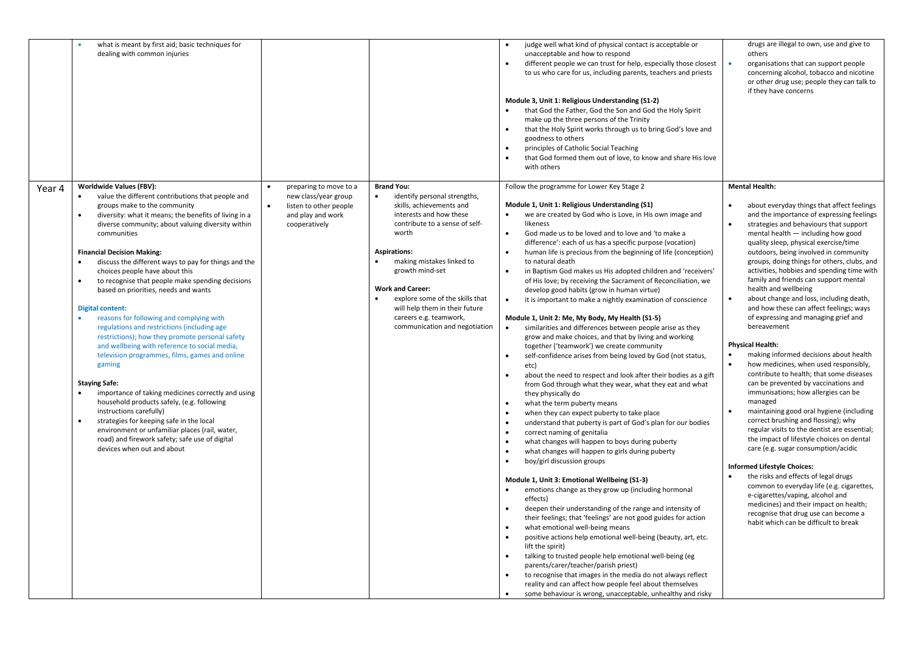| | | | | | |
|---|---|---|---|---|---|
| | • what is meant by first aid; basic techniques for dealing with common injuries | | | • judge well what kind of physical contact is acceptable or unacceptable and how to respond<br>• different people we can trust for help, especially those closest to us who care for us, including parents, teachers and priests<br><br>**Module 3, Unit 1: Religious Understanding (S1-2)**<br>• that God the Father, God the Son and God the Holy Spirit make up the three persons of the Trinity<br>• that the Holy Spirit works through us to bring God's love and goodness to others<br>• principles of Catholic Social Teaching<br>• that God formed them out of love, to know and share His love with others | drugs are illegal to own, use and give to others<br>• organisations that can support people concerning alcohol, tobacco and nicotine or other drug use; people they can talk to if they have concerns |
| Year 4 | **Worldwide Values (FBV):**<br>• value the different contributions that people and groups make to the community<br>• diversity: what it means; the benefits of living in a diverse community; about valuing diversity within communities<br><br>**Financial Decision Making:**<br>• discuss the different ways to pay for things and the choices people have about this<br>• to recognise that people make spending decisions based on priorities, needs and wants<br><br>**Digital content:**<br>• reasons for following and complying with regulations and restrictions (including age restrictions); how they promote personal safety and wellbeing with reference to social media, television programmes, films, games and online gaming<br><br>**Staying Safe:**<br>• importance of taking medicines correctly and using household products safely, (e.g. following instructions carefully)<br>• strategies for keeping safe in the local environment or unfamiliar places (rail, water, road) and firework safety; safe use of digital devices when out and about | • preparing to move to a new class/year group<br>• listen to other people and play and work cooperatively | **Brand You:**<br>• identify personal strengths, skills, achievements and interests and how these contribute to a sense of self-worth<br><br>**Aspirations:**<br>• making mistakes linked to growth mind-set<br><br>**Work and Career:**<br>• explore some of the skills that will help them in their future careers e.g. teamwork, communication and negotiation | Follow the programme for Lower Key Stage 2<br><br>**Module 1, Unit 1: Religious Understanding (S1)**<br>• we are created by God who is Love, in His own image and likeness<br>• God made us to be loved and to love and 'to make a difference': each of us has a specific purpose (vocation)<br>• human life is precious from the beginning of life (conception) to natural death<br>• in Baptism God makes us His adopted children and 'receivers' of His love; by receiving the Sacrament of Reconciliation, we develop good habits (grow in human virtue)<br>• it is important to make a nightly examination of conscience<br><br>**Module 1, Unit 2: Me, My Body, My Health (S1-5)**<br>• similarities and differences between people arise as they grow up and make choices, and that by living and working together ('teamwork') we create community<br>• self-confidence arises from being loved by God (not status, etc)<br>• about the need to respect and look after their bodies as a gift from God through what they wear, what they eat and what they physically do<br>• what the term puberty means<br>• when they can expect puberty to take place<br>• understand that puberty is part of God's plan for our bodies<br>• correct naming of genitalia<br>• what changes will happen to boys during puberty<br>• what changes will happen to girls during puberty<br>• boy/girl discussion groups<br><br>**Module 1, Unit 3: Emotional Wellbeing (S1-3)**<br>• emotions change as they grow up (including hormonal effects)<br>• deepen their understanding of the range and intensity of their feelings; that 'feelings' are not good guides for action<br>• what emotional well-being means<br>• positive actions help emotional well-being (beauty, art, etc. lift the spirit)<br>• talking to trusted people help emotional well-being (eg parents/carer/teacher/parish priest)<br>• to recognise that images in the media do not always reflect reality and can affect how people feel about themselves<br>• some behaviour is wrong, unacceptable, unhealthy and risky | **Mental Health:**<br>• about everyday things that affect feelings and the importance of expressing feelings<br>• strategies and behaviours that support mental health — including how good quality sleep, physical exercise/time outdoors, being involved in community groups, doing things for others, clubs, and activities, hobbies and spending time with family and friends can support mental health and wellbeing<br>• about change and loss, including death, and how these can affect feelings; ways of expressing and managing grief and bereavement<br><br>**Physical Health:**<br>• making informed decisions about health<br>• how medicines, when used responsibly, contribute to health; that some diseases can be prevented by vaccinations and immunisations; how allergies can be managed<br>• maintaining good oral hygiene (including correct brushing and flossing); why regular visits to the dentist are essential; the impact of lifestyle choices on dental care (e.g. sugar consumption/acidic<br><br>**Informed Lifestyle Choices:**<br>• the risks and effects of legal drugs common to everyday life (e.g. cigarettes, e-cigarettes/vaping, alcohol and medicines) and their impact on health; recognise that drug use can become a habit which can be difficult to break |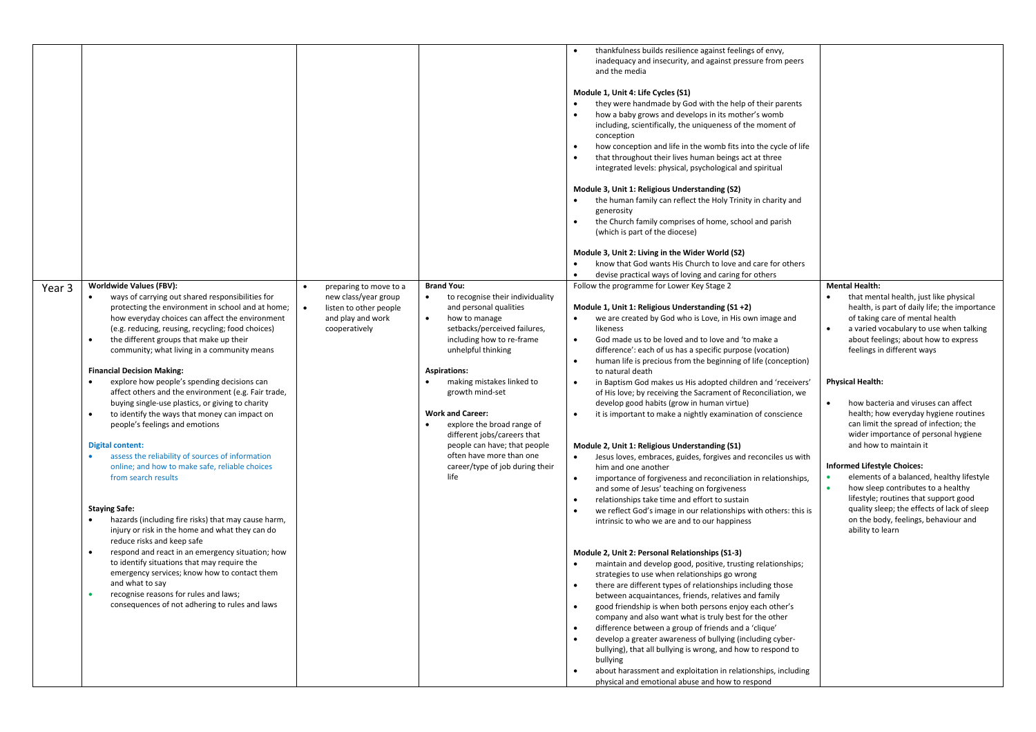| | | | | | |
|---|---|---|---|---|---|
| | | | | • thankfulness builds resilience against feelings of envy, inadequacy and insecurity, and against pressure from peers and the media<br><br>**Module 1, Unit 4: Life Cycles (S1)**<br>• they were handmade by God with the help of their parents<br>• how a baby grows and develops in its mother's womb including, scientifically, the uniqueness of the moment of conception<br>• how conception and life in the womb fits into the cycle of life<br>• that throughout their lives human beings act at three integrated levels: physical, psychological and spiritual<br><br>**Module 3, Unit 1: Religious Understanding (S2)**<br>• the human family can reflect the Holy Trinity in charity and generosity<br>• the Church family comprises of home, school and parish (which is part of the diocese)<br><br>**Module 3, Unit 2: Living in the Wider World (S2)**<br>• know that God wants His Church to love and care for others<br>• devise practical ways of loving and caring for others | |
| Year 3 | **Worldwide Values (FBV):**<br>• ways of carrying out shared responsibilities for protecting the environment in school and at home; how everyday choices can affect the environment (e.g. reducing, reusing, recycling; food choices)<br>• the different groups that make up their community; what living in a community means<br><br>**Financial Decision Making:**<br>• explore how people's spending decisions can affect others and the environment (e.g. Fair trade, buying single-use plastics, or giving to charity<br>• to identify the ways that money can impact on people's feelings and emotions<br><br>**Digital content:**<br>• assess the reliability of sources of information online; and how to make safe, reliable choices from search results<br><br>**Staying Safe:**<br>• hazards (including fire risks) that may cause harm, injury or risk in the home and what they can do reduce risks and keep safe<br>• respond and react in an emergency situation; how to identify situations that may require the emergency services; know how to contact them and what to say<br>• recognise reasons for rules and laws; consequences of not adhering to rules and laws | • preparing to move to a new class/year group<br>• listen to other people and play and work cooperatively | **Brand You:**<br>• to recognise their individuality and personal qualities<br>• how to manage setbacks/perceived failures, including how to re-frame unhelpful thinking<br><br>**Aspirations:**<br>• making mistakes linked to growth mind-set<br><br>**Work and Career:**<br>• explore the broad range of different jobs/careers that people can have; that people often have more than one career/type of job during their life | Follow the programme for Lower Key Stage 2<br><br>**Module 1, Unit 1: Religious Understanding (S1 +2)**<br>• we are created by God who is Love, in His own image and likeness<br>• God made us to be loved and to love and 'to make a difference': each of us has a specific purpose (vocation)<br>• human life is precious from the beginning of life (conception) to natural death<br>• in Baptism God makes us His adopted children and 'receivers' of His love; by receiving the Sacrament of Reconciliation, we develop good habits (grow in human virtue)<br>• it is important to make a nightly examination of conscience<br><br>**Module 2, Unit 1: Religious Understanding (S1)**<br>• Jesus loves, embraces, guides, forgives and reconciles us with him and one another<br>• importance of forgiveness and reconciliation in relationships, and some of Jesus' teaching on forgiveness<br>• relationships take time and effort to sustain<br>• we reflect God's image in our relationships with others: this is intrinsic to who we are and to our happiness<br><br>**Module 2, Unit 2: Personal Relationships (S1-3)**<br>• maintain and develop good, positive, trusting relationships; strategies to use when relationships go wrong<br>• there are different types of relationships including those between acquaintances, friends, relatives and family<br>• good friendship is when both persons enjoy each other's company and also want what is truly best for the other<br>• difference between a group of friends and a 'clique'<br>• develop a greater awareness of bullying (including cyber-bullying), that all bullying is wrong, and how to respond to bullying<br>• about harassment and exploitation in relationships, including physical and emotional abuse and how to respond | **Mental Health:**<br>• that mental health, just like physical health, is part of daily life; the importance of taking care of mental health<br>• a varied vocabulary to use when talking about feelings; about how to express feelings in different ways<br><br>**Physical Health:**<br>• how bacteria and viruses can affect health; how everyday hygiene routines can limit the spread of infection; the wider importance of personal hygiene and how to maintain it<br><br>**Informed Lifestyle Choices:**<br>• elements of a balanced, healthy lifestyle<br>• how sleep contributes to a healthy lifestyle; routines that support good quality sleep; the effects of lack of sleep on the body, feelings, behaviour and ability to learn |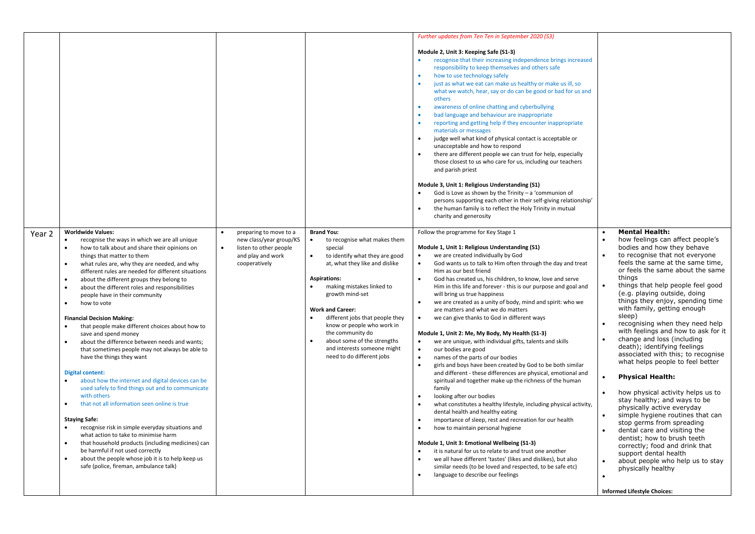| | | | | | |
|---|---|---|---|---|---|
| | | | | *Further updates from Ten Ten in September 2020 (S3)*<br><br>**Module 2, Unit 3: Keeping Safe (S1-3)**<br>• recognise that their increasing independence brings increased responsibility to keep themselves and others safe<br>• how to use technology safely<br>• just as what we eat can make us healthy or make us ill, so what we watch, hear, say or do can be good or bad for us and others<br>• awareness of online chatting and cyberbullying<br>• bad language and behaviour are inappropriate<br>• reporting and getting help if they encounter inappropriate materials or messages<br>• judge well what kind of physical contact is acceptable or unacceptable and how to respond<br>• there are different people we can trust for help, especially those closest to us who care for us, including our teachers and parish priest<br><br>**Module 3, Unit 1: Religious Understanding (S1)**<br>• God is Love as shown by the Trinity – a 'communion of persons supporting each other in their self-giving relationship'<br>• the human family is to reflect the Holy Trinity in mutual charity and generosity | |
| Year 2 | **Worldwide Values:**<br>• recognise the ways in which we are all unique<br>• how to talk about and share their opinions on things that matter to them<br>• what rules are, why they are needed, and why different rules are needed for different situations<br>• about the different groups they belong to<br>• about the different roles and responsibilities people have in their community<br>• how to vote<br><br>**Financial Decision Making:**<br>• that people make different choices about how to save and spend money<br>• about the difference between needs and wants; that sometimes people may not always be able to have the things they want<br><br>**Digital content:**<br>• about how the internet and digital devices can be used safely to find things out and to communicate with others<br>• that not all information seen online is true<br><br>**Staying Safe:**<br>• recognise risk in simple everyday situations and what action to take to minimise harm<br>• that household products (including medicines) can be harmful if not used correctly<br>• about the people whose job it is to help keep us safe (police, fireman, ambulance talk) | • preparing to move to a new class/year group/KS<br>• listen to other people and play and work cooperatively | **Brand You:**<br>• to recognise what makes them special<br>• to identify what they are good at, what they like and dislike<br><br>**Aspirations:**<br>• making mistakes linked to growth mind-set<br><br>**Work and Career:**<br>• different jobs that people they know or people who work in the community do<br>• about some of the strengths and interests someone might need to do different jobs | Follow the programme for Key Stage 1<br><br>**Module 1, Unit 1: Religious Understanding (S1)**<br>• we are created individually by God<br>• God wants us to talk to Him often through the day and treat Him as our best friend<br>• God has created us, his children, to know, love and serve Him in this life and forever - this is our purpose and goal and will bring us true happiness<br>• we are created as a unity of body, mind and spirit: who we are matters and what we do matters<br>• we can give thanks to God in different ways<br><br>**Module 1, Unit 2: Me, My Body, My Health (S1-3)**<br>• we are unique, with individual gifts, talents and skills<br>• our bodies are good<br>• names of the parts of our bodies<br>• girls and boys have been created by God to be both similar and different - these differences are physical, emotional and spiritual and together make up the richness of the human family<br>• looking after our bodies<br>• what constitutes a healthy lifestyle, including physical activity, dental health and healthy eating<br>• importance of sleep, rest and recreation for our health<br>• how to maintain personal hygiene<br><br>**Module 1, Unit 3: Emotional Wellbeing (S1-3)**<br>• it is natural for us to relate to and trust one another<br>• we all have different 'tastes' (likes and dislikes), but also similar needs (to be loved and respected, to be safe etc)<br>• language to describe our feelings | • **Mental Health:**<br>• how feelings can affect people's bodies and how they behave<br>• to recognise that not everyone feels the same at the same time, or feels the same about the same things<br>• things that help people feel good (e.g. playing outside, doing things they enjoy, spending time with family, getting enough sleep)<br>• recognising when they need help with feelings and how to ask for it<br>• change and loss (including death); identifying feelings associated with this; to recognise what helps people to feel better<br><br>• **Physical Health:**<br><br>• how physical activity helps us to stay healthy; and ways to be physically active everyday<br>• simple hygiene routines that can stop germs from spreading<br>• dental care and visiting the dentist; how to brush teeth correctly; food and drink that support dental health<br>• about people who help us to stay physically healthy<br>•<br><br>**Informed Lifestyle Choices:** |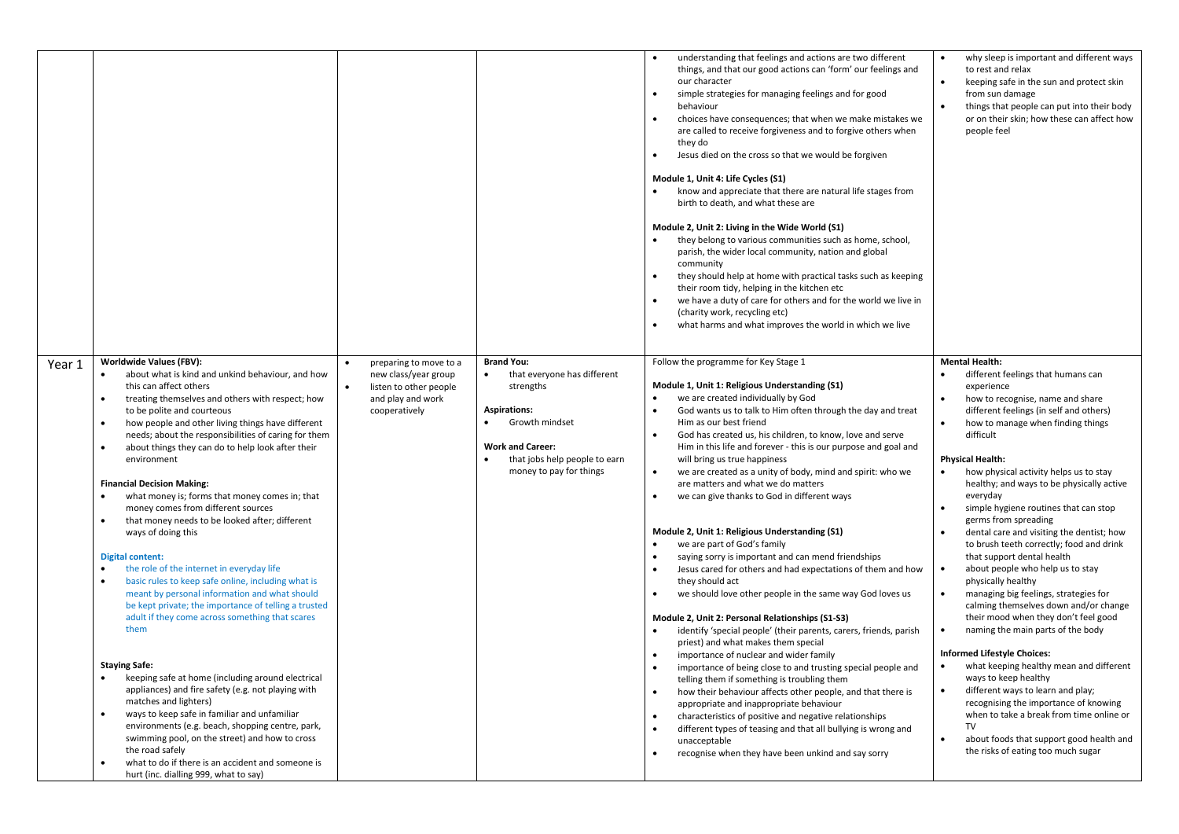| | | | | | |
|---|---|---|---|---|---|
| | | | | • understanding that feelings and actions are two different things, and that our good actions can 'form' our feelings and our character<br>• simple strategies for managing feelings and for good behaviour<br>• choices have consequences; that when we make mistakes we are called to receive forgiveness and to forgive others when they do<br>• Jesus died on the cross so that we would be forgiven<br><br>**Module 1, Unit 4: Life Cycles (S1)**<br>• know and appreciate that there are natural life stages from birth to death, and what these are<br><br>**Module 2, Unit 2: Living in the Wide World (S1)**<br>• they belong to various communities such as home, school, parish, the wider local community, nation and global community<br>• they should help at home with practical tasks such as keeping their room tidy, helping in the kitchen etc<br>• we have a duty of care for others and for the world we live in (charity work, recycling etc)<br>• what harms and what improves the world in which we live | • why sleep is important and different ways to rest and relax<br>• keeping safe in the sun and protect skin from sun damage<br>• things that people can put into their body or on their skin; how these can affect how people feel |
| Year 1 | **Worldwide Values (FBV):**<br>• about what is kind and unkind behaviour, and how this can affect others<br>• treating themselves and others with respect; how to be polite and courteous<br>• how people and other living things have different needs; about the responsibilities of caring for them<br>• about things they can do to help look after their environment<br><br>**Financial Decision Making:**<br>• what money is; forms that money comes in; that money comes from different sources<br>• that money needs to be looked after; different ways of doing this<br><br>**Digital content:**<br>• the role of the internet in everyday life<br>• basic rules to keep safe online, including what is meant by personal information and what should be kept private; the importance of telling a trusted adult if they come across something that scares them<br><br>**Staying Safe:**<br>• keeping safe at home (including around electrical appliances) and fire safety (e.g. not playing with matches and lighters)<br>• ways to keep safe in familiar and unfamiliar environments (e.g. beach, shopping centre, park, swimming pool, on the street) and how to cross the road safely<br>• what to do if there is an accident and someone is hurt (inc. dialling 999, what to say) | • preparing to move to a new class/year group<br>• listen to other people and play and work cooperatively | **Brand You:**<br>• that everyone has different strengths<br><br>**Aspirations:**<br>• Growth mindset<br><br>**Work and Career:**<br>• that jobs help people to earn money to pay for things | Follow the programme for Key Stage 1<br><br>**Module 1, Unit 1: Religious Understanding (S1)**<br>• we are created individually by God<br>• God wants us to talk to Him often through the day and treat Him as our best friend<br>• God has created us, his children, to know, love and serve Him in this life and forever - this is our purpose and goal and will bring us true happiness<br>• we are created as a unity of body, mind and spirit: who we are matters and what we do matters<br>• we can give thanks to God in different ways<br><br>**Module 2, Unit 1: Religious Understanding (S1)**<br>• we are part of God's family<br>• saying sorry is important and can mend friendships<br>• Jesus cared for others and had expectations of them and how they should act<br>• we should love other people in the same way God loves us<br><br>**Module 2, Unit 2: Personal Relationships (S1-S3)**<br>• identify 'special people' (their parents, carers, friends, parish priest) and what makes them special<br>• importance of nuclear and wider family<br>• importance of being close to and trusting special people and telling them if something is troubling them<br>• how their behaviour affects other people, and that there is appropriate and inappropriate behaviour<br>• characteristics of positive and negative relationships<br>• different types of teasing and that all bullying is wrong and unacceptable<br>• recognise when they have been unkind and say sorry | **Mental Health:**<br>• different feelings that humans can experience<br>• how to recognise, name and share different feelings (in self and others)<br>• how to manage when finding things difficult<br><br>**Physical Health:**<br>• how physical activity helps us to stay healthy; and ways to be physically active everyday<br>• simple hygiene routines that can stop germs from spreading<br>• dental care and visiting the dentist; how to brush teeth correctly; food and drink that support dental health<br>• about people who help us to stay physically healthy<br>• managing big feelings, strategies for calming themselves down and/or change their mood when they don't feel good<br>• naming the main parts of the body<br><br>**Informed Lifestyle Choices:**<br>• what keeping healthy mean and different ways to keep healthy<br>• different ways to learn and play; recognising the importance of knowing when to take a break from time online or TV<br>• about foods that support good health and the risks of eating too much sugar |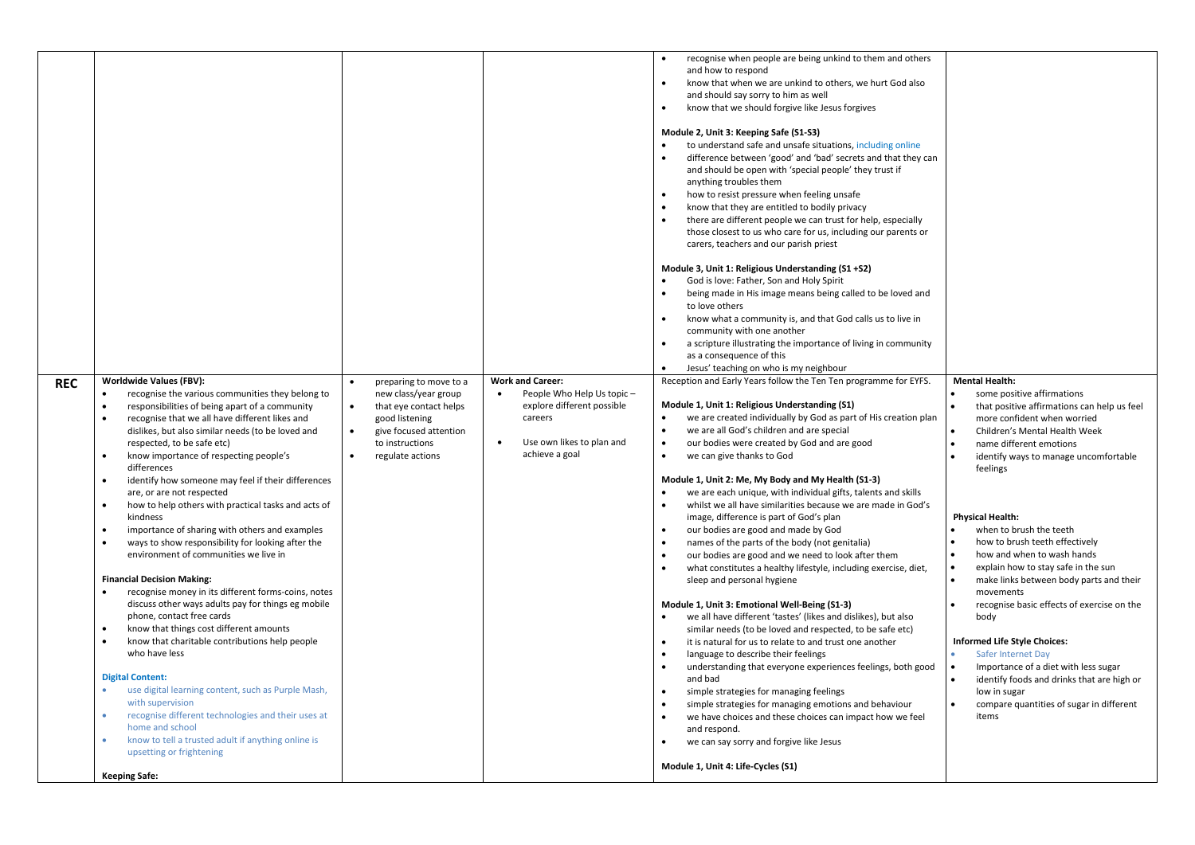| | | | | | |
|---|---|---|---|---|---|
| | | | | • recognise when people are being unkind to them and others and how to respond<br>• know that when we are unkind to others, we hurt God also and should say sorry to him as well<br>• know that we should forgive like Jesus forgives<br><br>**Module 2, Unit 3: Keeping Safe (S1-S3)**<br>• to understand safe and unsafe situations, including online<br>• difference between 'good' and 'bad' secrets and that they can and should be open with 'special people' they trust if anything troubles them<br>• how to resist pressure when feeling unsafe<br>• know that they are entitled to bodily privacy<br>• there are different people we can trust for help, especially those closest to us who care for us, including our parents or carers, teachers and our parish priest<br><br>**Module 3, Unit 1: Religious Understanding (S1 +S2)**<br>• God is love: Father, Son and Holy Spirit<br>• being made in His image means being called to be loved and to love others<br>• know what a community is, and that God calls us to live in community with one another<br>• a scripture illustrating the importance of living in community as a consequence of this<br>• Jesus' teaching on who is my neighbour | |
| **REC** | **Worldwide Values (FBV):**<br>• recognise the various communities they belong to<br>• responsibilities of being apart of a community<br>• recognise that we all have different likes and dislikes, but also similar needs (to be loved and respected, to be safe etc)<br>• know importance of respecting people's differences<br>• identify how someone may feel if their differences are, or are not respected<br>• how to help others with practical tasks and acts of kindness<br>• importance of sharing with others and examples<br>• ways to show responsibility for looking after the environment of communities we live in<br><br>**Financial Decision Making:**<br>• recognise money in its different forms-coins, notes discuss other ways adults pay for things eg mobile phone, contact free cards<br>• know that things cost different amounts<br>• know that charitable contributions help people who have less<br><br>**Digital Content:**<br>• use digital learning content, such as Purple Mash, with supervision<br>• recognise different technologies and their uses at home and school<br>• know to tell a trusted adult if anything online is upsetting or frightening<br><br>**Keeping Safe:** | • preparing to move to a new class/year group<br>• that eye contact helps good listening<br>• give focused attention to instructions<br>• regulate actions | **Work and Career:**<br>• People Who Help Us topic – explore different possible careers<br>• Use own likes to plan and achieve a goal | Reception and Early Years follow the Ten Ten programme for EYFS.<br><br>**Module 1, Unit 1: Religious Understanding (S1)**<br>• we are created individually by God as part of His creation plan<br>• we are all God's children and are special<br>• our bodies were created by God and are good<br>• we can give thanks to God<br><br>**Module 1, Unit 2: Me, My Body and My Health (S1-3)**<br>• we are each unique, with individual gifts, talents and skills<br>• whilst we all have similarities because we are made in God's image, difference is part of God's plan<br>• our bodies are good and made by God<br>• names of the parts of the body (not genitalia)<br>• our bodies are good and we need to look after them<br>• what constitutes a healthy lifestyle, including exercise, diet, sleep and personal hygiene<br><br>**Module 1, Unit 3: Emotional Well-Being (S1-3)**<br>• we all have different 'tastes' (likes and dislikes), but also similar needs (to be loved and respected, to be safe etc)<br>• it is natural for us to relate to and trust one another<br>• language to describe their feelings<br>• understanding that everyone experiences feelings, both good and bad<br>• simple strategies for managing feelings<br>• simple strategies for managing emotions and behaviour<br>• we have choices and these choices can impact how we feel and respond.<br>• we can say sorry and forgive like Jesus<br><br>**Module 1, Unit 4: Life-Cycles (S1)** | **Mental Health:**<br>• some positive affirmations<br>• that positive affirmations can help us feel more confident when worried<br>• Children's Mental Health Week<br>• name different emotions<br>• identify ways to manage uncomfortable feelings<br><br>**Physical Health:**<br>• when to brush the teeth<br>• how to brush teeth effectively<br>• how and when to wash hands<br>• explain how to stay safe in the sun<br>• make links between body parts and their movements<br>• recognise basic effects of exercise on the body<br><br>**Informed Life Style Choices:**<br>• Safer Internet Day<br>• Importance of a diet with less sugar<br>• identify foods and drinks that are high or low in sugar<br>• compare quantities of sugar in different items |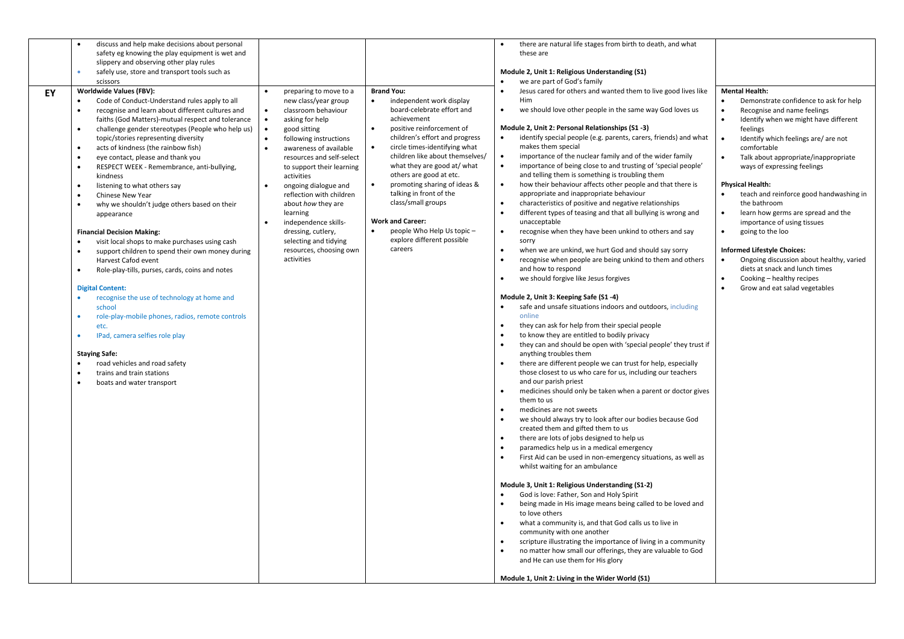| | | | | | |
|---|---|---|---|---|---|
| | • discuss and help make decisions about personal safety eg knowing the play equipment is wet and slippery and observing other play rules<br>• safely use, store and transport tools such as scissors | | | • there are natural life stages from birth to death, and what these are<br><br>**Module 2, Unit 1: Religious Understanding (S1)**<br>• we are part of God's family | |
| **EY** | **Worldwide Values (FBV):**<br>• Code of Conduct-Understand rules apply to all<br>• recognise and learn about different cultures and faiths (God Matters)-mutual respect and tolerance<br>• challenge gender stereotypes (People who help us) topic/stories representing diversity<br>• acts of kindness (the rainbow fish)<br>• eye contact, please and thank you<br>• RESPECT WEEK - Remembrance, anti-bullying, kindness<br>• listening to what others say<br>• Chinese New Year<br>• why we shouldn't judge others based on their appearance<br><br>**Financial Decision Making:**<br>• visit local shops to make purchases using cash<br>• support children to spend their own money during Harvest Cafod event<br>• Role-play-tills, purses, cards, coins and notes<br><br>**Digital Content:**<br>• recognise the use of technology at home and school<br>• role-play-mobile phones, radios, remote controls etc.<br>• IPad, camera selfies role play<br><br>**Staying Safe:**<br>• road vehicles and road safety<br>• trains and train stations<br>• boats and water transport | • preparing to move to a new class/year group<br>• classroom behaviour<br>• asking for help<br>• good sitting<br>• following instructions<br>• awareness of available resources and self-select to support their learning activities<br>• ongoing dialogue and reflection with children about *how* they are learning<br>• independence skills-dressing, cutlery, selecting and tidying resources, choosing own activities | **Brand You:**<br>• independent work display board-celebrate effort and achievement<br>• positive reinforcement of children's effort and progress<br>• circle times-identifying what children like about themselves/ what they are good at/ what others are good at etc.<br>• promoting sharing of ideas & talking in front of the class/small groups<br><br>**Work and Career:**<br>• people Who Help Us topic – explore different possible careers | • Jesus cared for others and wanted them to live good lives like Him<br>• we should love other people in the same way God loves us<br><br>**Module 2, Unit 2: Personal Relationships (S1 -3)**<br>• identify special people (e.g. parents, carers, friends) and what makes them special<br>• importance of the nuclear family and of the wider family<br>• importance of being close to and trusting of 'special people' and telling them is something is troubling them<br>• how their behaviour affects other people and that there is appropriate and inappropriate behaviour<br>• characteristics of positive and negative relationships<br>• different types of teasing and that all bullying is wrong and unacceptable<br>• recognise when they have been unkind to others and say sorry<br>• when we are unkind, we hurt God and should say sorry<br>• recognise when people are being unkind to them and others and how to respond<br>• we should forgive like Jesus forgives<br><br>**Module 2, Unit 3: Keeping Safe (S1 -4)**<br>• safe and unsafe situations indoors and outdoors, including online<br>• they can ask for help from their special people<br>• to know they are entitled to bodily privacy<br>• they can and should be open with 'special people' they trust if anything troubles them<br>• there are different people we can trust for help, especially those closest to us who care for us, including our teachers and our parish priest<br>• medicines should only be taken when a parent or doctor gives them to us<br>• medicines are not sweets<br>• we should always try to look after our bodies because God created them and gifted them to us<br>• there are lots of jobs designed to help us<br>• paramedics help us in a medical emergency<br>• First Aid can be used in non-emergency situations, as well as whilst waiting for an ambulance<br><br>**Module 3, Unit 1: Religious Understanding (S1-2)**<br>• God is love: Father, Son and Holy Spirit<br>• being made in His image means being called to be loved and to love others<br>• what a community is, and that God calls us to live in community with one another<br>• scripture illustrating the importance of living in a community<br>• no matter how small our offerings, they are valuable to God and He can use them for His glory<br><br>**Module 1, Unit 2: Living in the Wider World (S1)** | **Mental Health:**<br>• Demonstrate confidence to ask for help<br>• Recognise and name feelings<br>• Identify when we might have different feelings<br>• Identify which feelings are/ are not comfortable<br>• Talk about appropriate/inappropriate ways of expressing feelings<br><br>**Physical Health:**<br>• teach and reinforce good handwashing in the bathroom<br>• learn how germs are spread and the importance of using tissues<br>• going to the loo<br><br>**Informed Lifestyle Choices:**<br>• Ongoing discussion about healthy, varied diets at snack and lunch times<br>• Cooking – healthy recipes<br>• Grow and eat salad vegetables |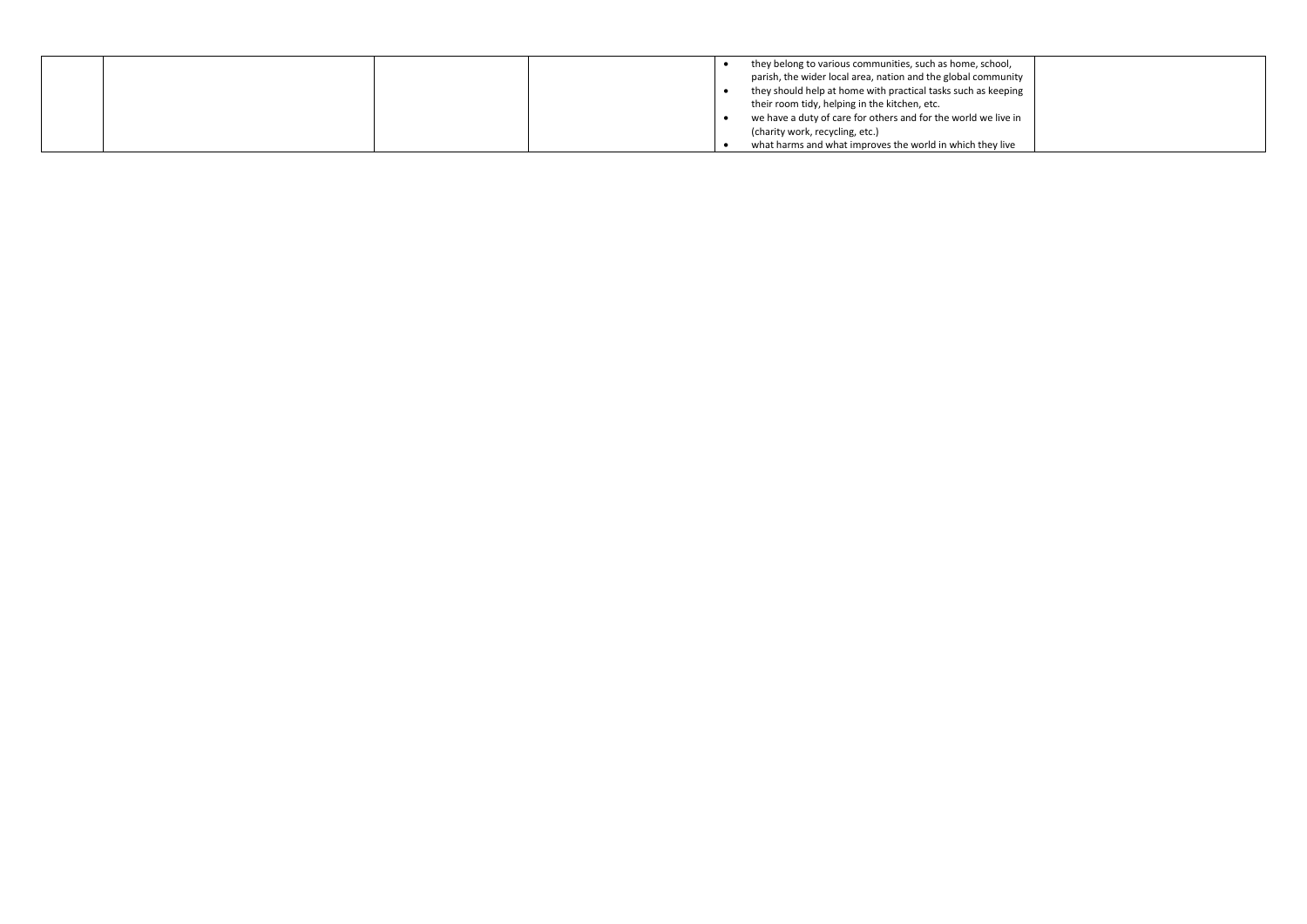| | | | | | |
|---|---|---|---|---|---|
| | | | | • they belong to various communities, such as home, school, parish, the wider local area, nation and the global community<br>• they should help at home with practical tasks such as keeping their room tidy, helping in the kitchen, etc.<br>• we have a duty of care for others and for the world we live in (charity work, recycling, etc.)<br>• what harms and what improves the world in which they live | |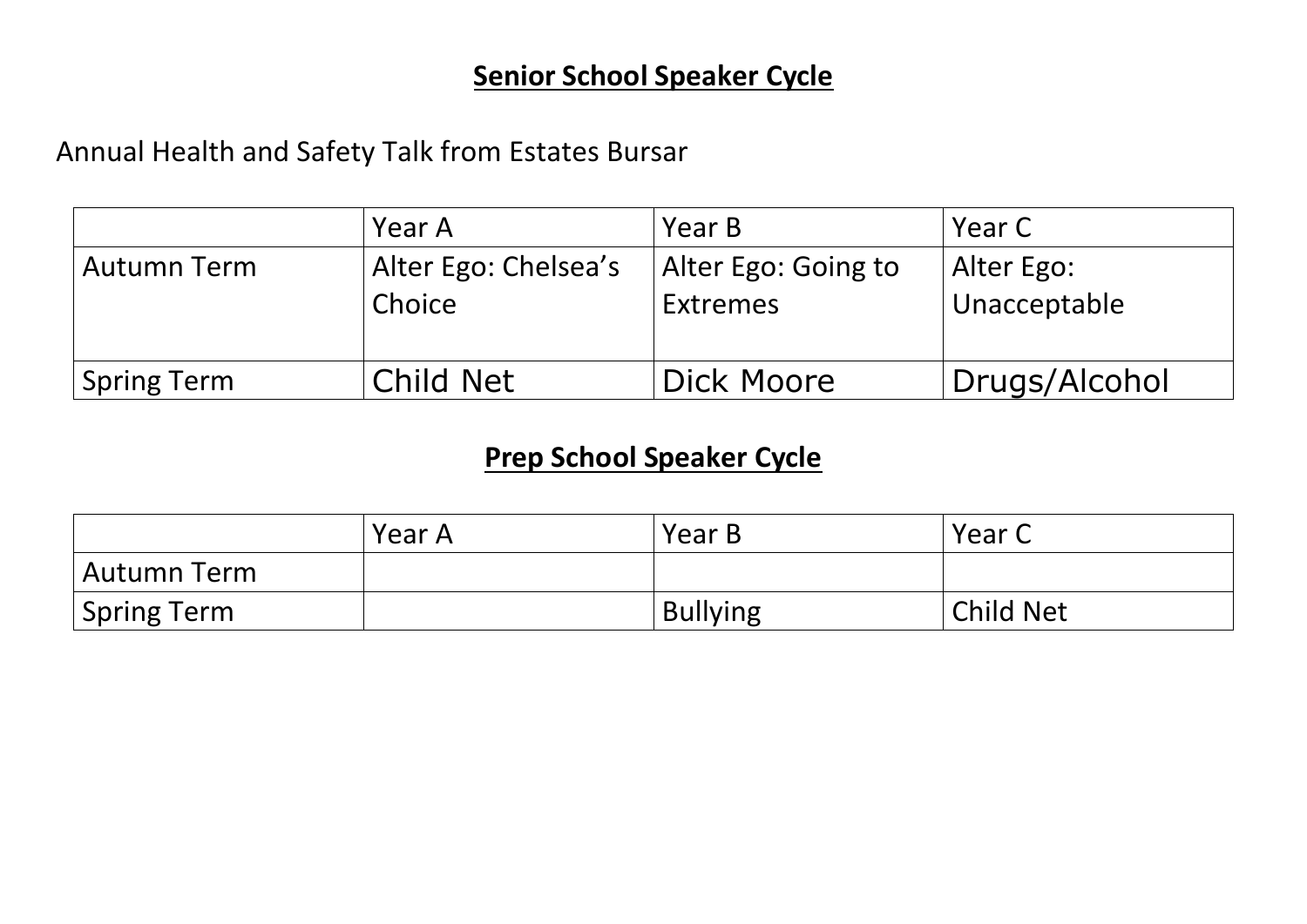## **Senior School Speaker Cycle**

Annual Health and Safety Talk from Estates Bursar

| | Year A | Year B | Year C |
|---|---|---|---|
| Autumn Term | Alter Ego: Chelsea's Choice | Alter Ego: Going to Extremes | Alter Ego: Unacceptable |
| Spring Term | Child Net | Dick Moore | Drugs/Alcohol |

## **Prep School Speaker Cycle**

| | Year A | Year B | Year C |
|---|---|---|---|
| Autumn Term | | | |
| Spring Term | | Bullying | Child Net |